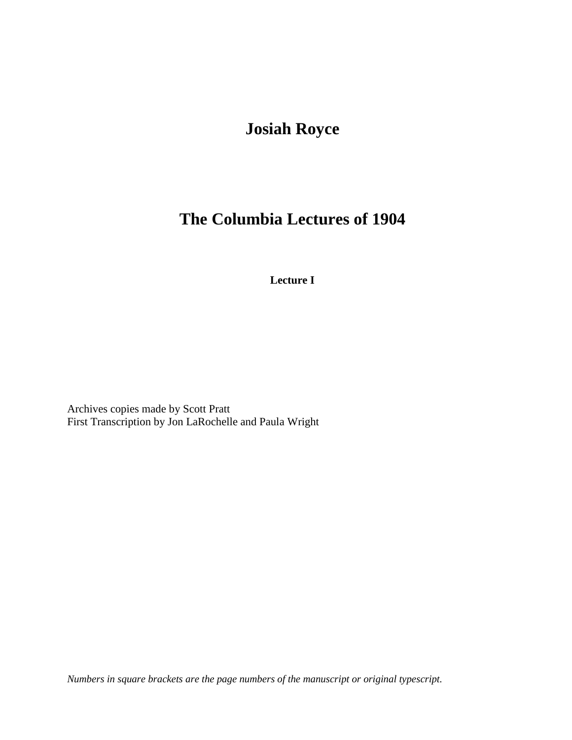# Josiah Royce

# The Columbia Lectures of 1904

### Lecture I

Archives copies made by Scott Pratt
First Transcription by Jon LaRochelle and Paula Wright

*Numbers in square brackets are the page numbers of the manuscript or original typescript.*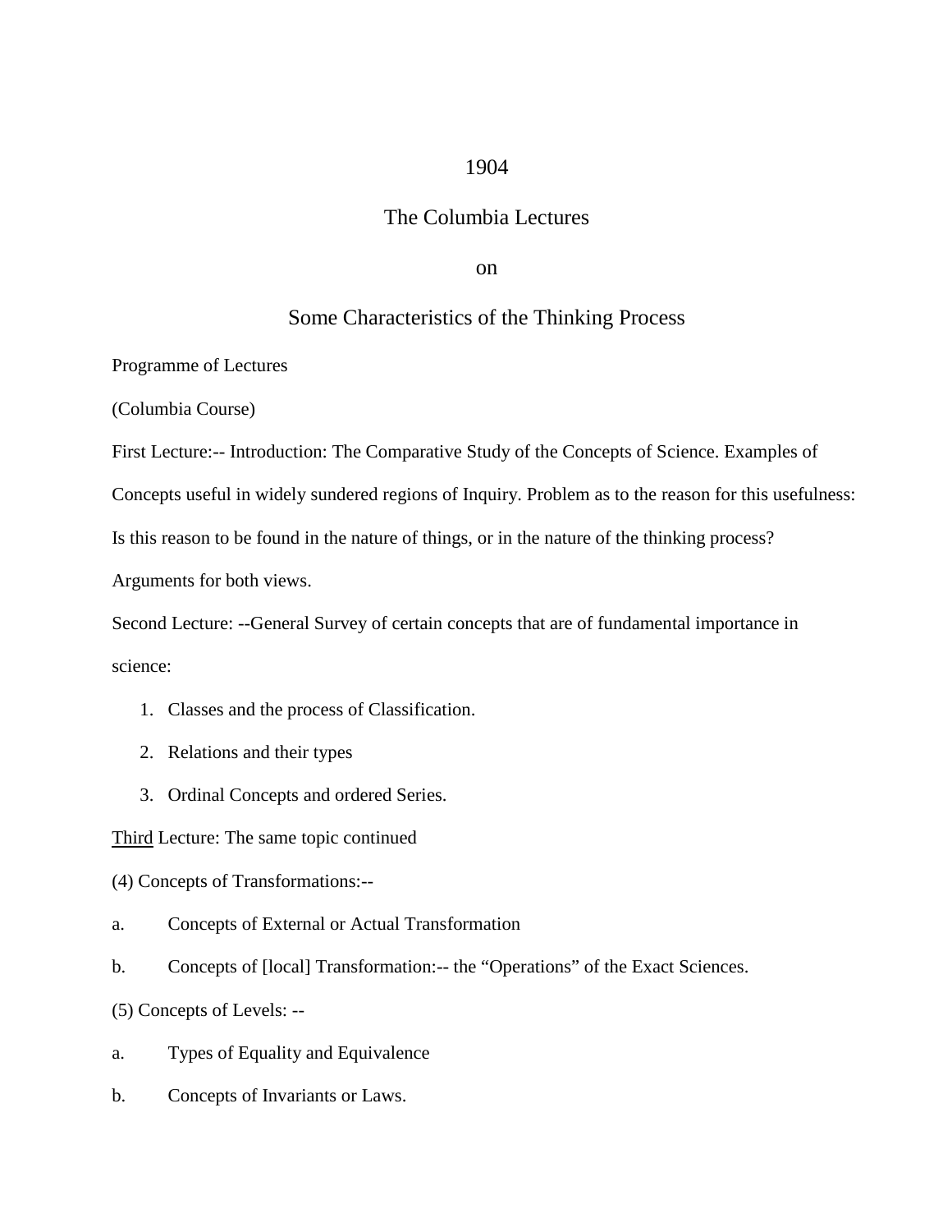# 1904

## The Columbia Lectures

## on

## Some Characteristics of the Thinking Process

Programme of Lectures

(Columbia Course)

First Lecture:-- Introduction: The Comparative Study of the Concepts of Science. Examples of Concepts useful in widely sundered regions of Inquiry. Problem as to the reason for this usefulness: Is this reason to be found in the nature of things, or in the nature of the thinking process? Arguments for both views.

Second Lecture: --General Survey of certain concepts that are of fundamental importance in science:

1. Classes and the process of Classification.
2. Relations and their types
3. Ordinal Concepts and ordered Series.

<u>Third</u> Lecture: The same topic continued

(4) Concepts of Transformations:--

a. Concepts of External or Actual Transformation

b. Concepts of [local] Transformation:-- the "Operations" of the Exact Sciences.

(5) Concepts of Levels: --

a. Types of Equality and Equivalence

b. Concepts of Invariants or Laws.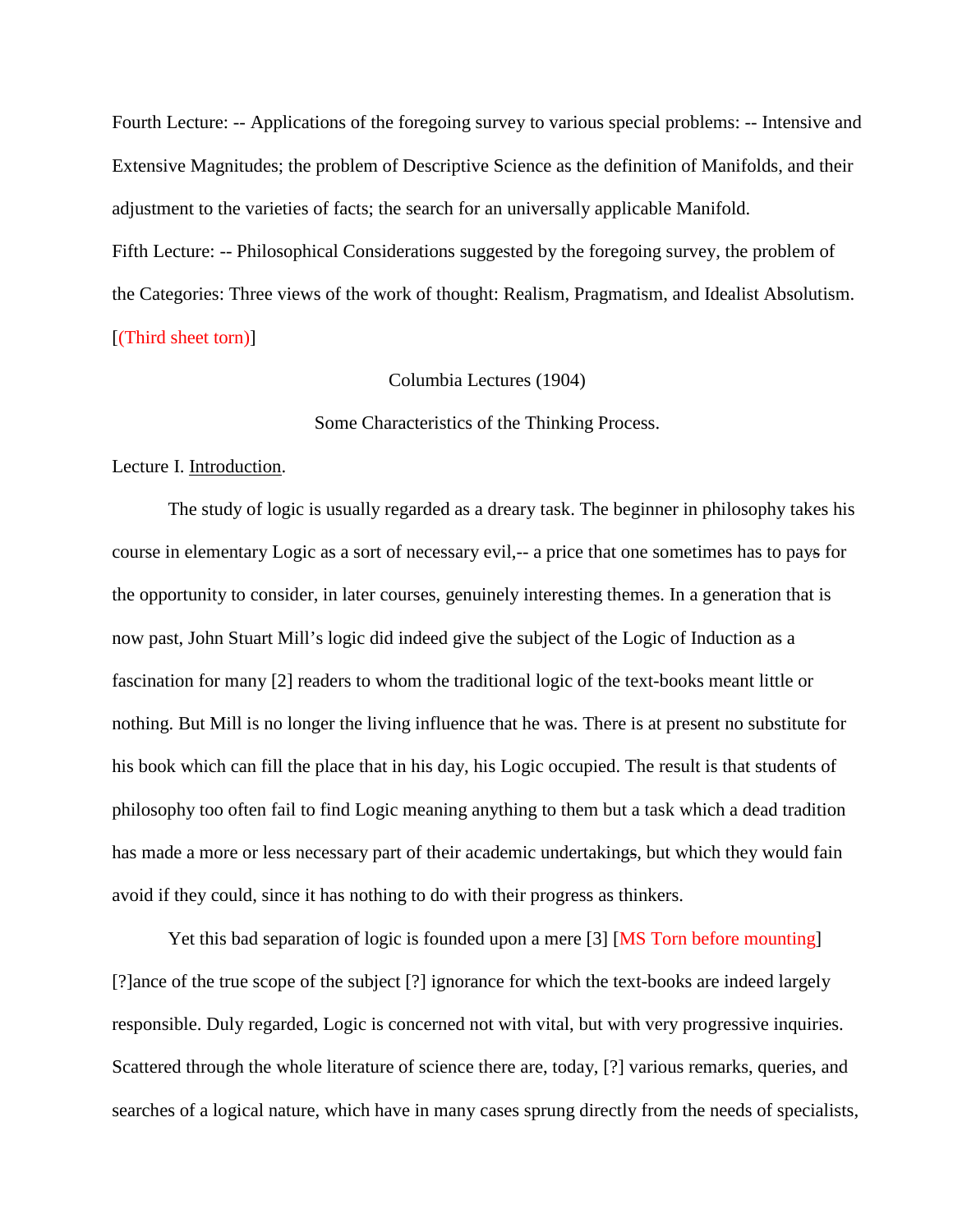Fourth Lecture: -- Applications of the foregoing survey to various special problems: -- Intensive and Extensive Magnitudes; the problem of Descriptive Science as the definition of Manifolds, and their adjustment to the varieties of facts; the search for an universally applicable Manifold.

Fifth Lecture: -- Philosophical Considerations suggested by the foregoing survey, the problem of the Categories: Three views of the work of thought: Realism, Pragmatism, and Idealist Absolutism. [(Third sheet torn)]

Columbia Lectures (1904)

Some Characteristics of the Thinking Process.

Lecture I. Introduction.

The study of logic is usually regarded as a dreary task. The beginner in philosophy takes his course in elementary Logic as a sort of necessary evil,-- a price that one sometimes has to pays for the opportunity to consider, in later courses, genuinely interesting themes. In a generation that is now past, John Stuart Mill's logic did indeed give the subject of the Logic of Induction as a fascination for many [2] readers to whom the traditional logic of the text-books meant little or nothing. But Mill is no longer the living influence that he was. There is at present no substitute for his book which can fill the place that in his day, his Logic occupied. The result is that students of philosophy too often fail to find Logic meaning anything to them but a task which a dead tradition has made a more or less necessary part of their academic undertakings, but which they would fain avoid if they could, since it has nothing to do with their progress as thinkers.

Yet this bad separation of logic is founded upon a mere [3] [MS Torn before mounting] [?]ance of the true scope of the subject [?] ignorance for which the text-books are indeed largely responsible. Duly regarded, Logic is concerned not with vital, but with very progressive inquiries. Scattered through the whole literature of science there are, today, [?] various remarks, queries, and searches of a logical nature, which have in many cases sprung directly from the needs of specialists,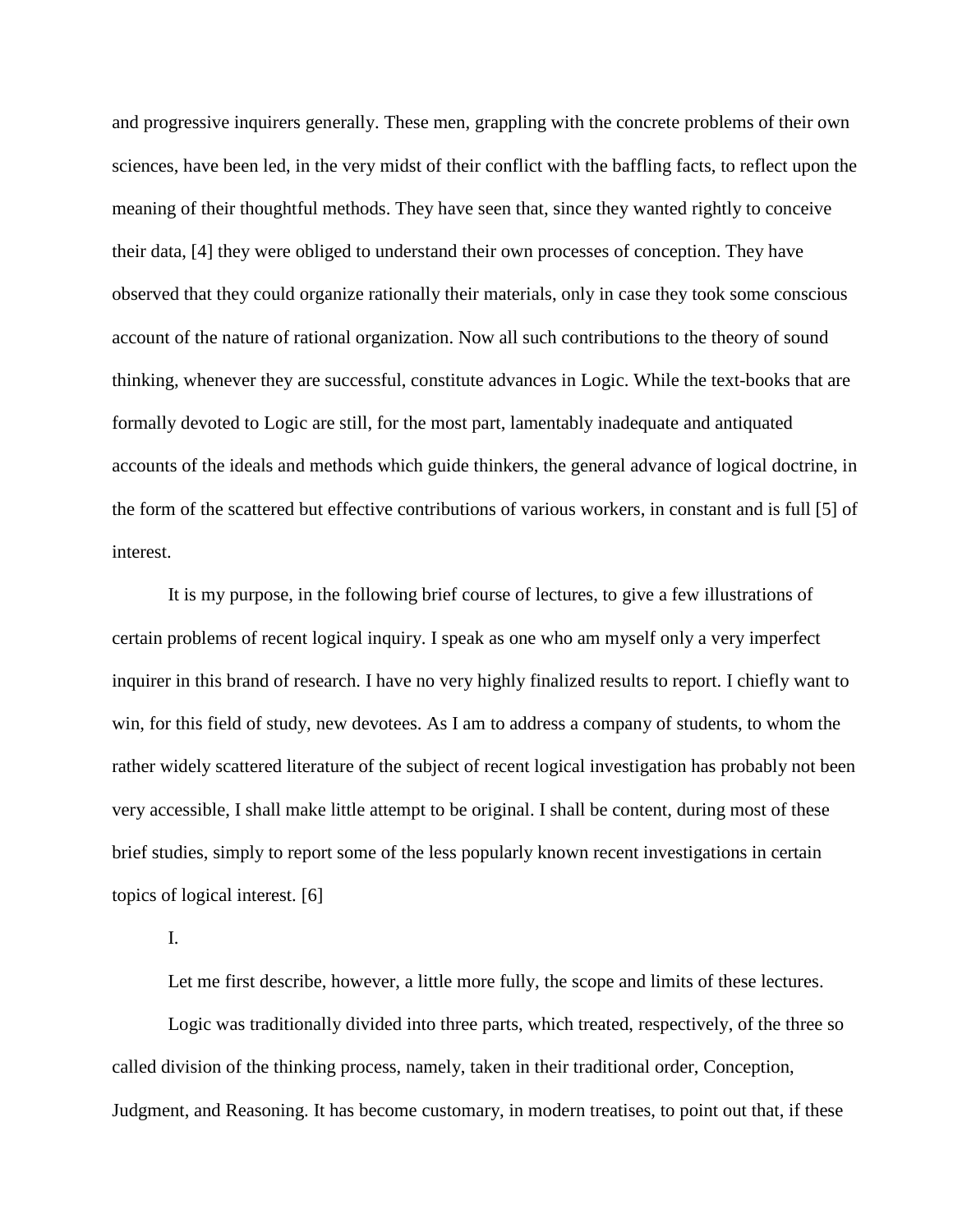and progressive inquirers generally. These men, grappling with the concrete problems of their own sciences, have been led, in the very midst of their conflict with the baffling facts, to reflect upon the meaning of their thoughtful methods. They have seen that, since they wanted rightly to conceive their data, [4] they were obliged to understand their own processes of conception. They have observed that they could organize rationally their materials, only in case they took some conscious account of the nature of rational organization. Now all such contributions to the theory of sound thinking, whenever they are successful, constitute advances in Logic. While the text-books that are formally devoted to Logic are still, for the most part, lamentably inadequate and antiquated accounts of the ideals and methods which guide thinkers, the general advance of logical doctrine, in the form of the scattered but effective contributions of various workers, in constant and is full [5] of interest.

It is my purpose, in the following brief course of lectures, to give a few illustrations of certain problems of recent logical inquiry. I speak as one who am myself only a very imperfect inquirer in this brand of research. I have no very highly finalized results to report. I chiefly want to win, for this field of study, new devotees. As I am to address a company of students, to whom the rather widely scattered literature of the subject of recent logical investigation has probably not been very accessible, I shall make little attempt to be original. I shall be content, during most of these brief studies, simply to report some of the less popularly known recent investigations in certain topics of logical interest. [6]

I.

Let me first describe, however, a little more fully, the scope and limits of these lectures.

Logic was traditionally divided into three parts, which treated, respectively, of the three so called division of the thinking process, namely, taken in their traditional order, Conception, Judgment, and Reasoning. It has become customary, in modern treatises, to point out that, if these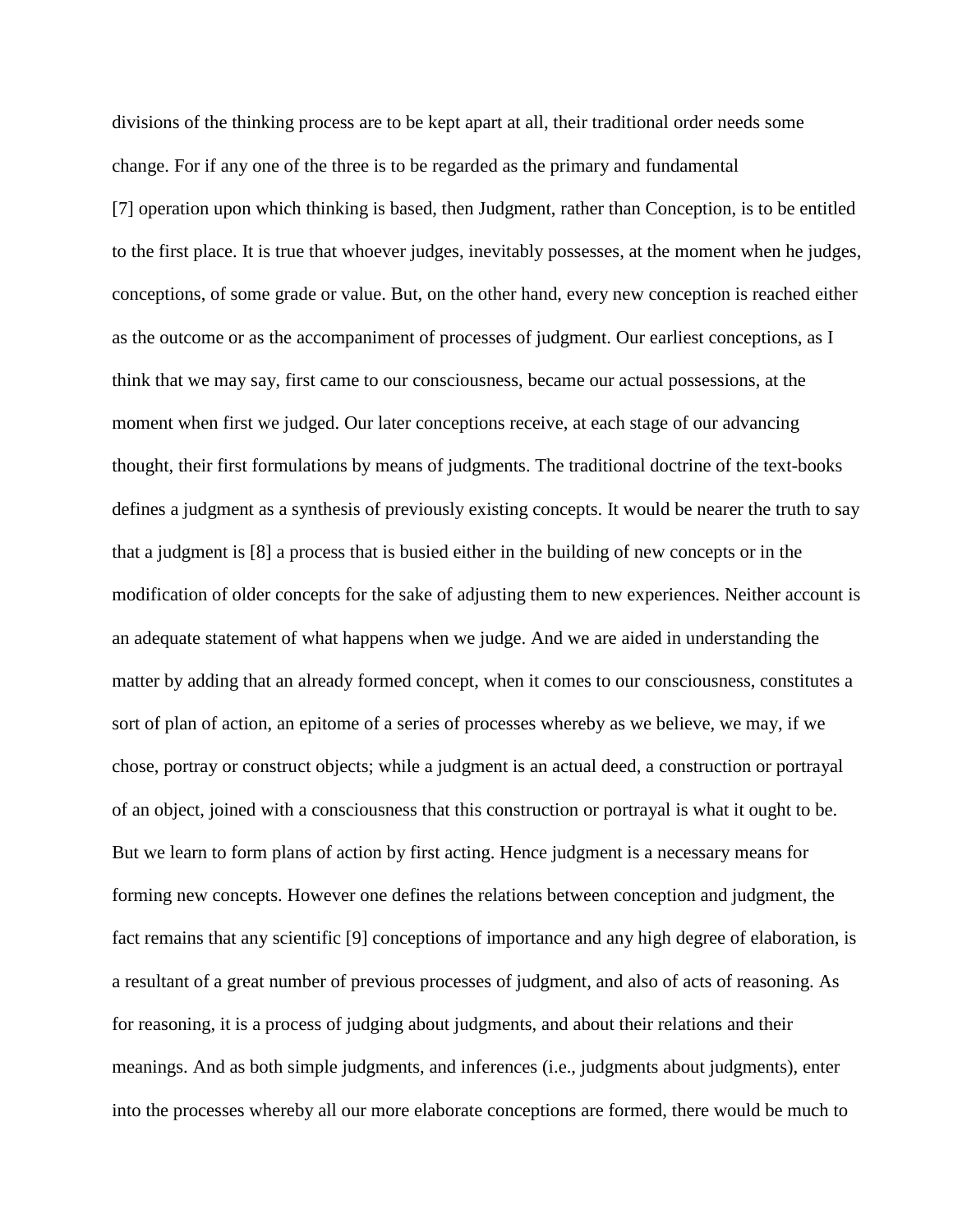divisions of the thinking process are to be kept apart at all, their traditional order needs some change. For if any one of the three is to be regarded as the primary and fundamental [7] operation upon which thinking is based, then Judgment, rather than Conception, is to be entitled to the first place. It is true that whoever judges, inevitably possesses, at the moment when he judges, conceptions, of some grade or value. But, on the other hand, every new conception is reached either as the outcome or as the accompaniment of processes of judgment. Our earliest conceptions, as I think that we may say, first came to our consciousness, became our actual possessions, at the moment when first we judged. Our later conceptions receive, at each stage of our advancing thought, their first formulations by means of judgments. The traditional doctrine of the text-books defines a judgment as a synthesis of previously existing concepts. It would be nearer the truth to say that a judgment is [8] a process that is busied either in the building of new concepts or in the modification of older concepts for the sake of adjusting them to new experiences. Neither account is an adequate statement of what happens when we judge. And we are aided in understanding the matter by adding that an already formed concept, when it comes to our consciousness, constitutes a sort of plan of action, an epitome of a series of processes whereby as we believe, we may, if we chose, portray or construct objects; while a judgment is an actual deed, a construction or portrayal of an object, joined with a consciousness that this construction or portrayal is what it ought to be. But we learn to form plans of action by first acting. Hence judgment is a necessary means for forming new concepts. However one defines the relations between conception and judgment, the fact remains that any scientific [9] conceptions of importance and any high degree of elaboration, is a resultant of a great number of previous processes of judgment, and also of acts of reasoning. As for reasoning, it is a process of judging about judgments, and about their relations and their meanings. And as both simple judgments, and inferences (i.e., judgments about judgments), enter into the processes whereby all our more elaborate conceptions are formed, there would be much to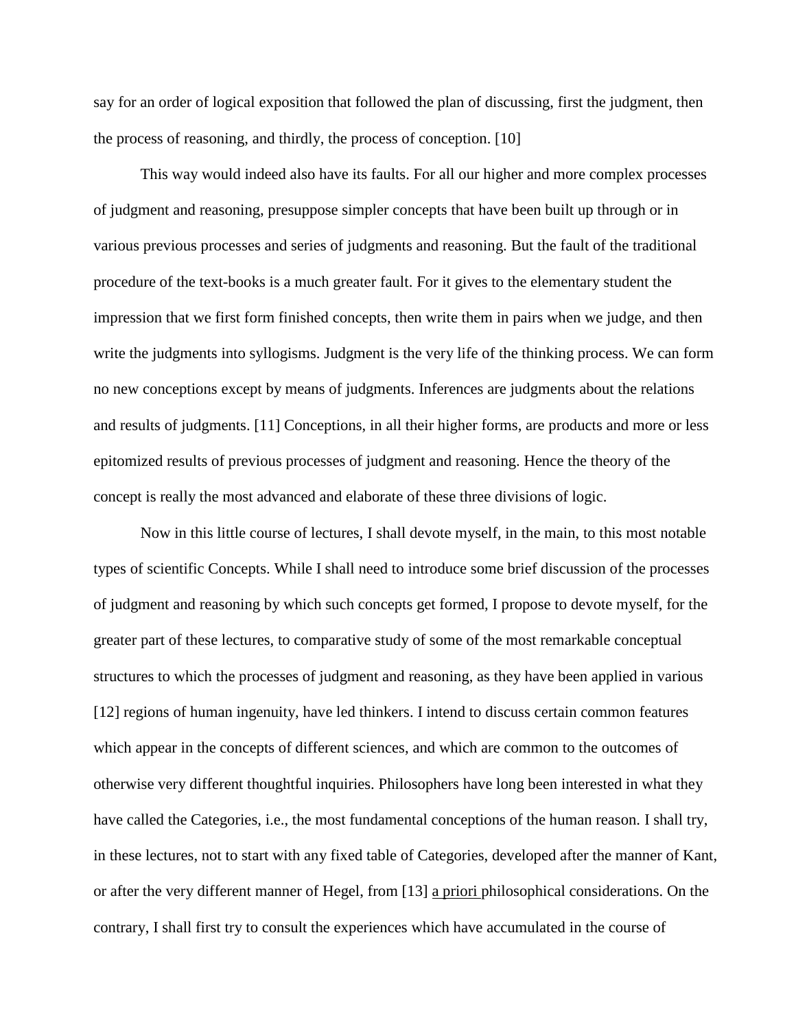say for an order of logical exposition that followed the plan of discussing, first the judgment, then the process of reasoning, and thirdly, the process of conception. [10]

This way would indeed also have its faults. For all our higher and more complex processes of judgment and reasoning, presuppose simpler concepts that have been built up through or in various previous processes and series of judgments and reasoning. But the fault of the traditional procedure of the text-books is a much greater fault. For it gives to the elementary student the impression that we first form finished concepts, then write them in pairs when we judge, and then write the judgments into syllogisms. Judgment is the very life of the thinking process. We can form no new conceptions except by means of judgments. Inferences are judgments about the relations and results of judgments. [11] Conceptions, in all their higher forms, are products and more or less epitomized results of previous processes of judgment and reasoning. Hence the theory of the concept is really the most advanced and elaborate of these three divisions of logic.

Now in this little course of lectures, I shall devote myself, in the main, to this most notable types of scientific Concepts. While I shall need to introduce some brief discussion of the processes of judgment and reasoning by which such concepts get formed, I propose to devote myself, for the greater part of these lectures, to comparative study of some of the most remarkable conceptual structures to which the processes of judgment and reasoning, as they have been applied in various [12] regions of human ingenuity, have led thinkers. I intend to discuss certain common features which appear in the concepts of different sciences, and which are common to the outcomes of otherwise very different thoughtful inquiries. Philosophers have long been interested in what they have called the Categories, i.e., the most fundamental conceptions of the human reason. I shall try, in these lectures, not to start with any fixed table of Categories, developed after the manner of Kant, or after the very different manner of Hegel, from [13] <u>a priori</u> philosophical considerations. On the contrary, I shall first try to consult the experiences which have accumulated in the course of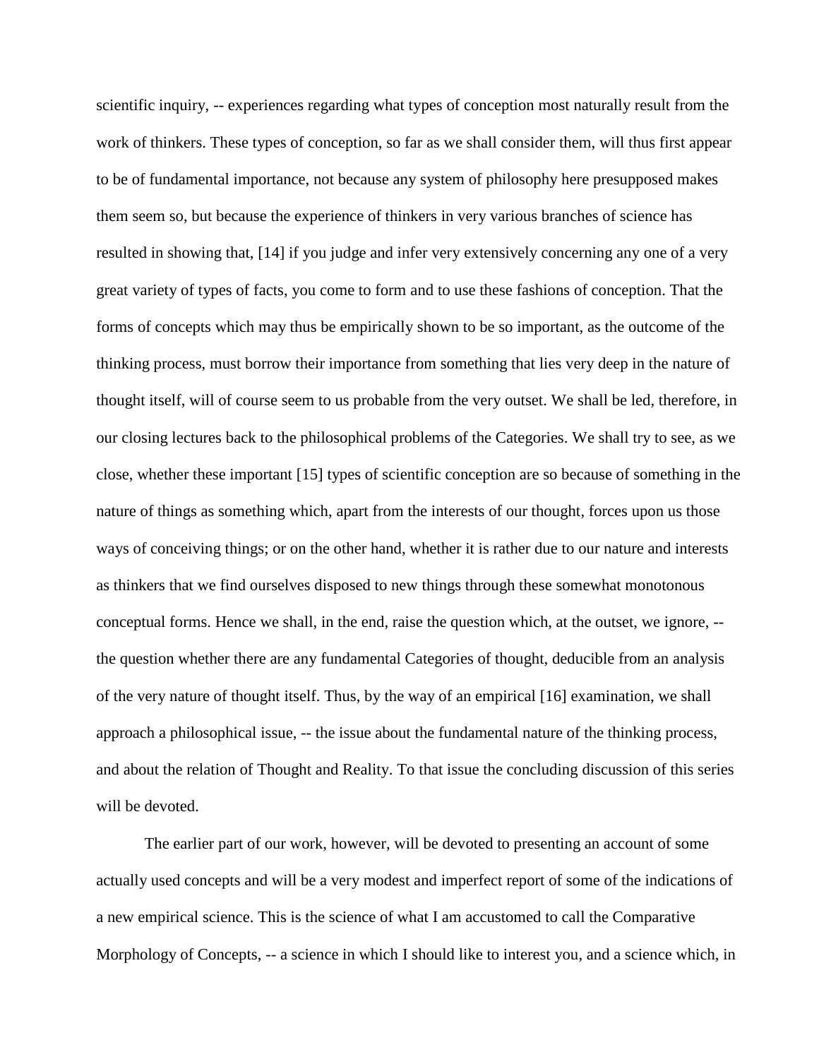scientific inquiry, -- experiences regarding what types of conception most naturally result from the work of thinkers. These types of conception, so far as we shall consider them, will thus first appear to be of fundamental importance, not because any system of philosophy here presupposed makes them seem so, but because the experience of thinkers in very various branches of science has resulted in showing that, [14] if you judge and infer very extensively concerning any one of a very great variety of types of facts, you come to form and to use these fashions of conception. That the forms of concepts which may thus be empirically shown to be so important, as the outcome of the thinking process, must borrow their importance from something that lies very deep in the nature of thought itself, will of course seem to us probable from the very outset. We shall be led, therefore, in our closing lectures back to the philosophical problems of the Categories. We shall try to see, as we close, whether these important [15] types of scientific conception are so because of something in the nature of things as something which, apart from the interests of our thought, forces upon us those ways of conceiving things; or on the other hand, whether it is rather due to our nature and interests as thinkers that we find ourselves disposed to new things through these somewhat monotonous conceptual forms. Hence we shall, in the end, raise the question which, at the outset, we ignore, -- the question whether there are any fundamental Categories of thought, deducible from an analysis of the very nature of thought itself. Thus, by the way of an empirical [16] examination, we shall approach a philosophical issue, -- the issue about the fundamental nature of the thinking process, and about the relation of Thought and Reality. To that issue the concluding discussion of this series will be devoted.

The earlier part of our work, however, will be devoted to presenting an account of some actually used concepts and will be a very modest and imperfect report of some of the indications of a new empirical science. This is the science of what I am accustomed to call the Comparative Morphology of Concepts, -- a science in which I should like to interest you, and a science which, in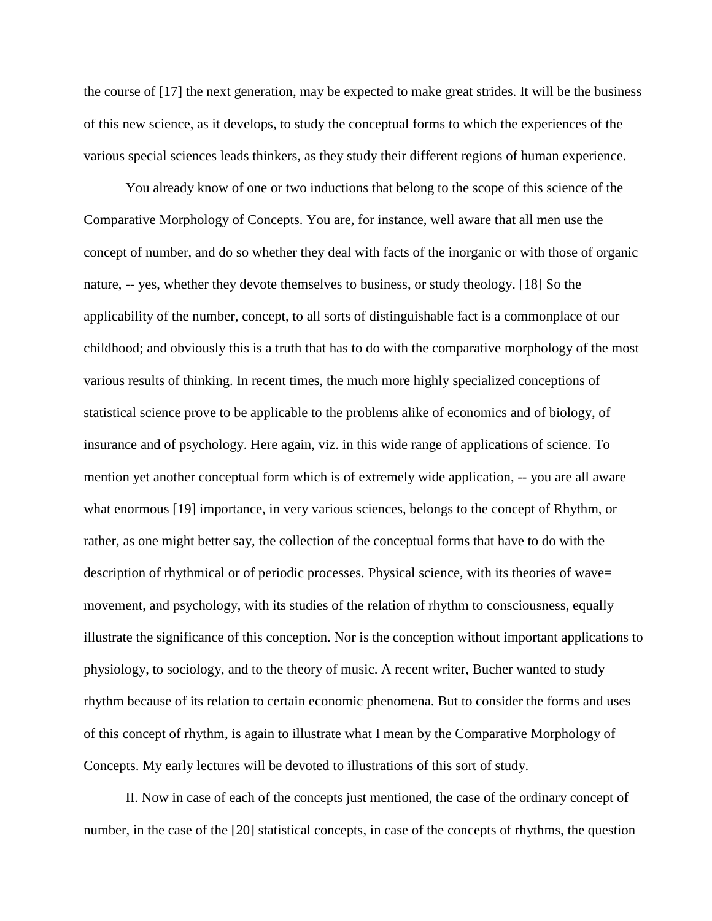the course of [17] the next generation, may be expected to make great strides. It will be the business of this new science, as it develops, to study the conceptual forms to which the experiences of the various special sciences leads thinkers, as they study their different regions of human experience.

You already know of one or two inductions that belong to the scope of this science of the Comparative Morphology of Concepts. You are, for instance, well aware that all men use the concept of number, and do so whether they deal with facts of the inorganic or with those of organic nature, -- yes, whether they devote themselves to business, or study theology. [18] So the applicability of the number, concept, to all sorts of distinguishable fact is a commonplace of our childhood; and obviously this is a truth that has to do with the comparative morphology of the most various results of thinking. In recent times, the much more highly specialized conceptions of statistical science prove to be applicable to the problems alike of economics and of biology, of insurance and of psychology. Here again, viz. in this wide range of applications of science. To mention yet another conceptual form which is of extremely wide application, -- you are all aware what enormous [19] importance, in very various sciences, belongs to the concept of Rhythm, or rather, as one might better say, the collection of the conceptual forms that have to do with the description of rhythmical or of periodic processes. Physical science, with its theories of wave= movement, and psychology, with its studies of the relation of rhythm to consciousness, equally illustrate the significance of this conception. Nor is the conception without important applications to physiology, to sociology, and to the theory of music. A recent writer, Bucher wanted to study rhythm because of its relation to certain economic phenomena. But to consider the forms and uses of this concept of rhythm, is again to illustrate what I mean by the Comparative Morphology of Concepts. My early lectures will be devoted to illustrations of this sort of study.

II. Now in case of each of the concepts just mentioned, the case of the ordinary concept of number, in the case of the [20] statistical concepts, in case of the concepts of rhythms, the question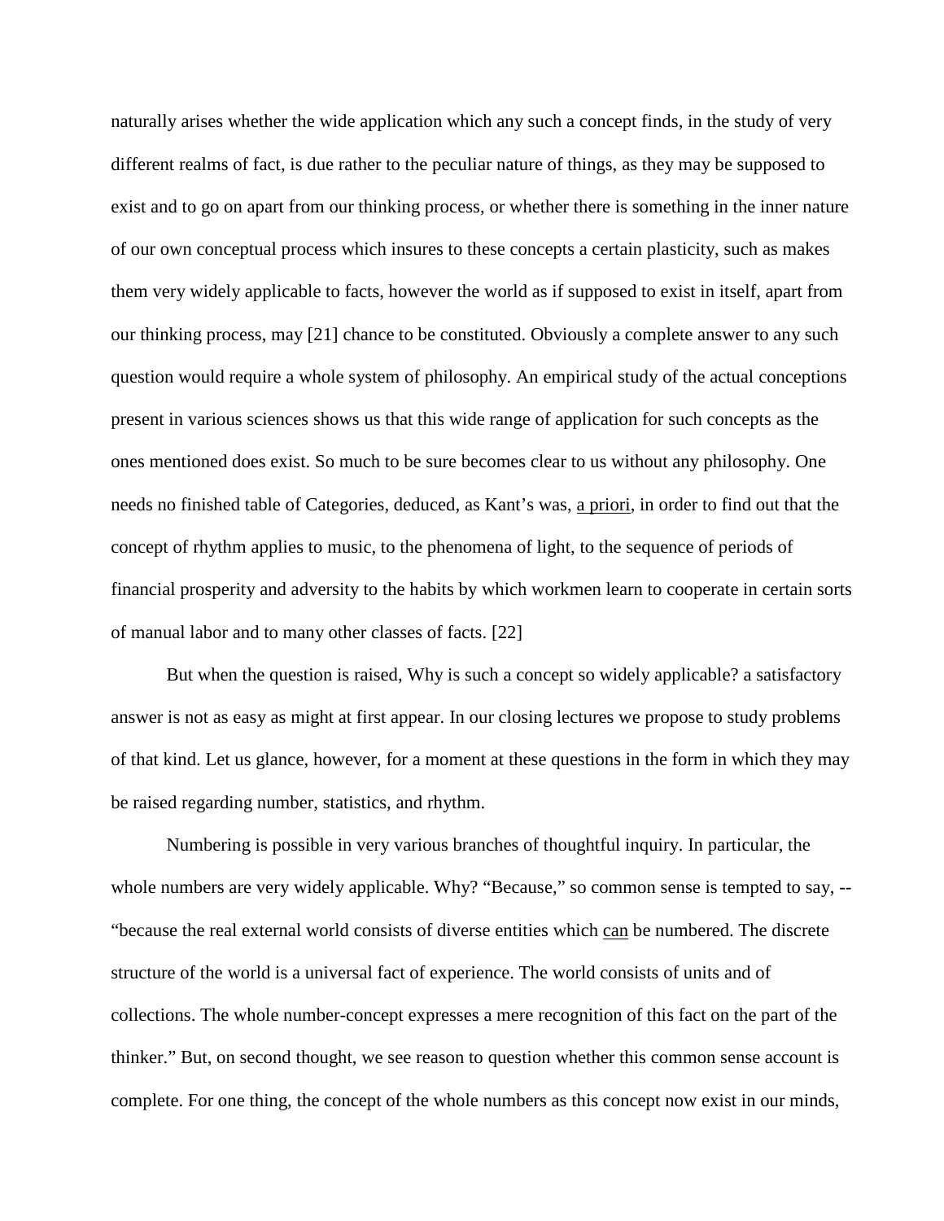naturally arises whether the wide application which any such a concept finds, in the study of very different realms of fact, is due rather to the peculiar nature of things, as they may be supposed to exist and to go on apart from our thinking process, or whether there is something in the inner nature of our own conceptual process which insures to these concepts a certain plasticity, such as makes them very widely applicable to facts, however the world as if supposed to exist in itself, apart from our thinking process, may [21] chance to be constituted. Obviously a complete answer to any such question would require a whole system of philosophy. An empirical study of the actual conceptions present in various sciences shows us that this wide range of application for such concepts as the ones mentioned does exist. So much to be sure becomes clear to us without any philosophy. One needs no finished table of Categories, deduced, as Kant's was, <u>a priori</u>, in order to find out that the concept of rhythm applies to music, to the phenomena of light, to the sequence of periods of financial prosperity and adversity to the habits by which workmen learn to cooperate in certain sorts of manual labor and to many other classes of facts. [22]

But when the question is raised, Why is such a concept so widely applicable? a satisfactory answer is not as easy as might at first appear. In our closing lectures we propose to study problems of that kind. Let us glance, however, for a moment at these questions in the form in which they may be raised regarding number, statistics, and rhythm.

Numbering is possible in very various branches of thoughtful inquiry. In particular, the whole numbers are very widely applicable. Why? "Because," so common sense is tempted to say, -- "because the real external world consists of diverse entities which <u>can</u> be numbered. The discrete structure of the world is a universal fact of experience. The world consists of units and of collections. The whole number-concept expresses a mere recognition of this fact on the part of the thinker." But, on second thought, we see reason to question whether this common sense account is complete. For one thing, the concept of the whole numbers as this concept now exist in our minds,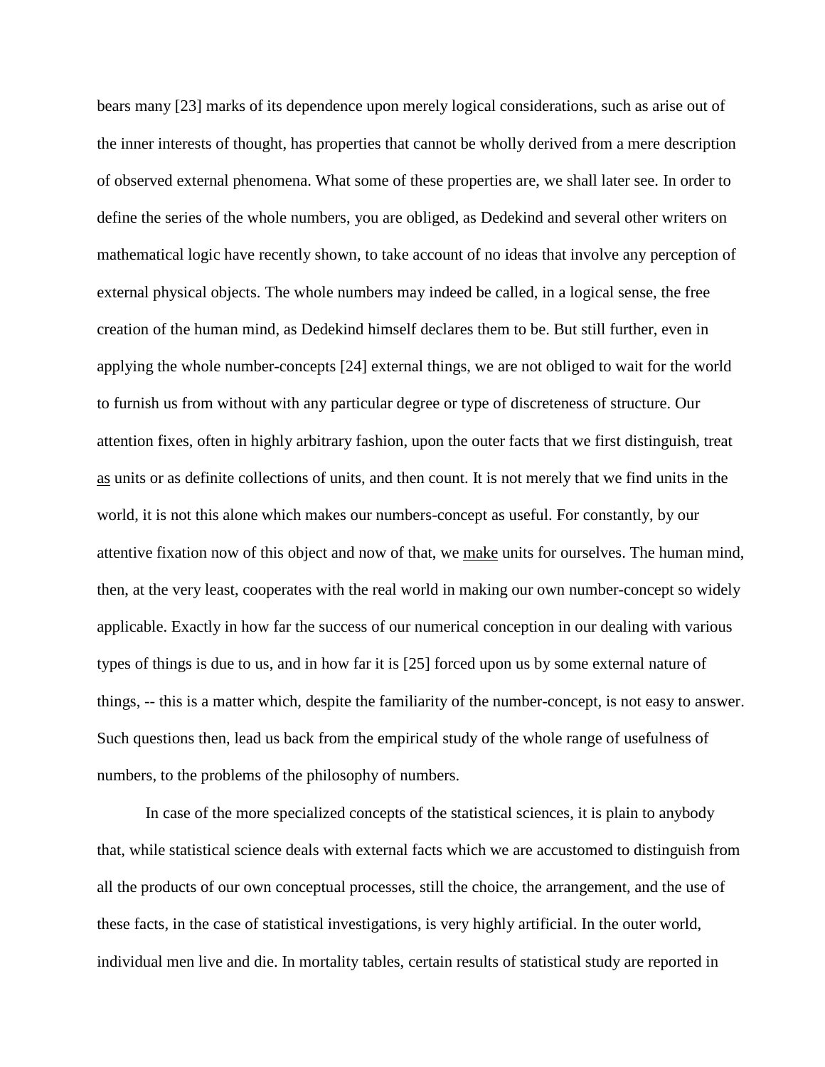bears many [23] marks of its dependence upon merely logical considerations, such as arise out of the inner interests of thought, has properties that cannot be wholly derived from a mere description of observed external phenomena. What some of these properties are, we shall later see. In order to define the series of the whole numbers, you are obliged, as Dedekind and several other writers on mathematical logic have recently shown, to take account of no ideas that involve any perception of external physical objects. The whole numbers may indeed be called, in a logical sense, the free creation of the human mind, as Dedekind himself declares them to be. But still further, even in applying the whole number-concepts [24] external things, we are not obliged to wait for the world to furnish us from without with any particular degree or type of discreteness of structure. Our attention fixes, often in highly arbitrary fashion, upon the outer facts that we first distinguish, treat <u>as</u> units or as definite collections of units, and then count. It is not merely that we find units in the world, it is not this alone which makes our numbers-concept as useful. For constantly, by our attentive fixation now of this object and now of that, we <u>make</u> units for ourselves. The human mind, then, at the very least, cooperates with the real world in making our own number-concept so widely applicable. Exactly in how far the success of our numerical conception in our dealing with various types of things is due to us, and in how far it is [25] forced upon us by some external nature of things, -- this is a matter which, despite the familiarity of the number-concept, is not easy to answer. Such questions then, lead us back from the empirical study of the whole range of usefulness of numbers, to the problems of the philosophy of numbers.

In case of the more specialized concepts of the statistical sciences, it is plain to anybody that, while statistical science deals with external facts which we are accustomed to distinguish from all the products of our own conceptual processes, still the choice, the arrangement, and the use of these facts, in the case of statistical investigations, is very highly artificial. In the outer world, individual men live and die. In mortality tables, certain results of statistical study are reported in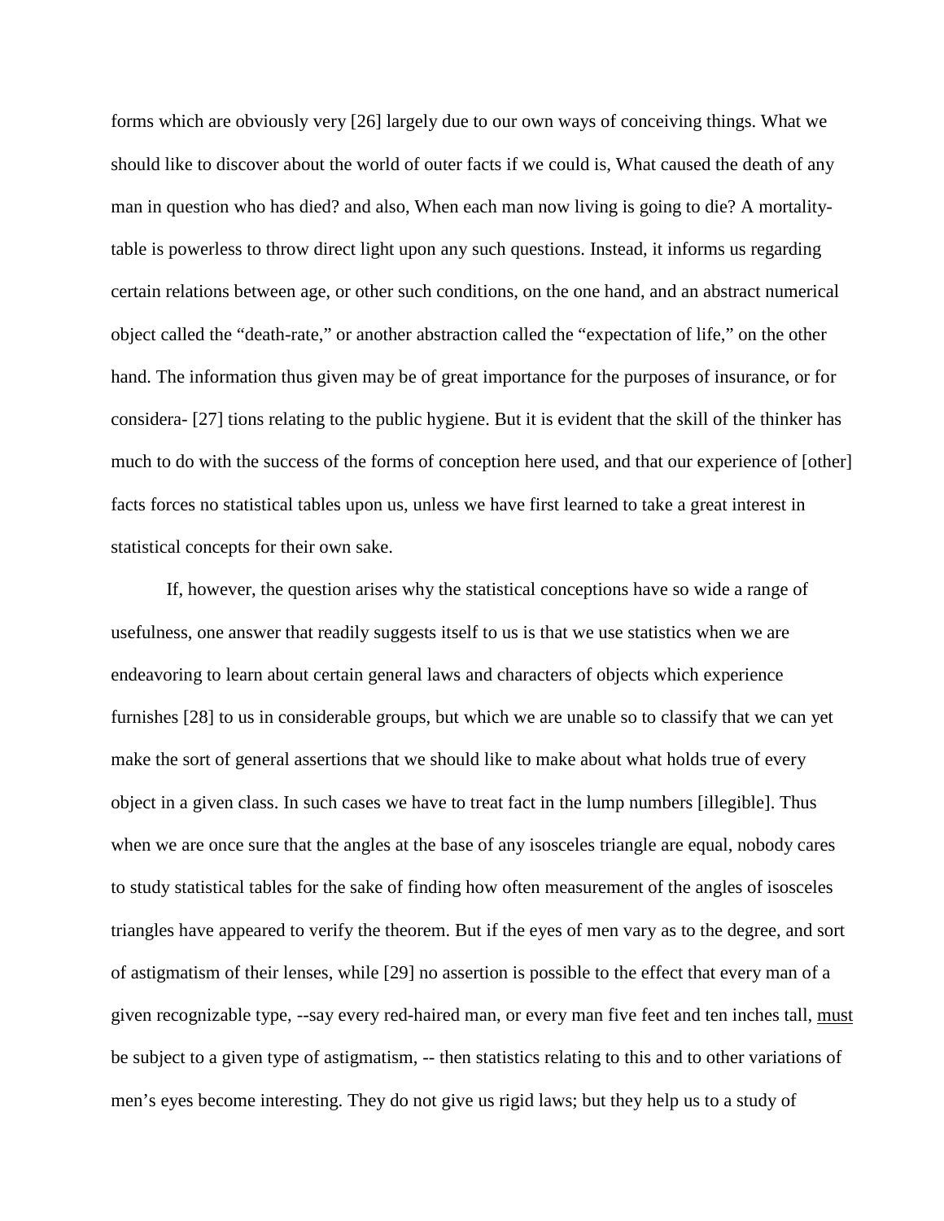forms which are obviously very [26] largely due to our own ways of conceiving things. What we should like to discover about the world of outer facts if we could is, What caused the death of any man in question who has died? and also, When each man now living is going to die? A mortality-table is powerless to throw direct light upon any such questions. Instead, it informs us regarding certain relations between age, or other such conditions, on the one hand, and an abstract numerical object called the "death-rate," or another abstraction called the "expectation of life," on the other hand. The information thus given may be of great importance for the purposes of insurance, or for considera- [27] tions relating to the public hygiene. But it is evident that the skill of the thinker has much to do with the success of the forms of conception here used, and that our experience of [other] facts forces no statistical tables upon us, unless we have first learned to take a great interest in statistical concepts for their own sake.

If, however, the question arises why the statistical conceptions have so wide a range of usefulness, one answer that readily suggests itself to us is that we use statistics when we are endeavoring to learn about certain general laws and characters of objects which experience furnishes [28] to us in considerable groups, but which we are unable so to classify that we can yet make the sort of general assertions that we should like to make about what holds true of every object in a given class. In such cases we have to treat fact in the lump numbers [illegible]. Thus when we are once sure that the angles at the base of any isosceles triangle are equal, nobody cares to study statistical tables for the sake of finding how often measurement of the angles of isosceles triangles have appeared to verify the theorem. But if the eyes of men vary as to the degree, and sort of astigmatism of their lenses, while [29] no assertion is possible to the effect that every man of a given recognizable type, --say every red-haired man, or every man five feet and ten inches tall, <u>must</u> be subject to a given type of astigmatism, -- then statistics relating to this and to other variations of men's eyes become interesting. They do not give us rigid laws; but they help us to a study of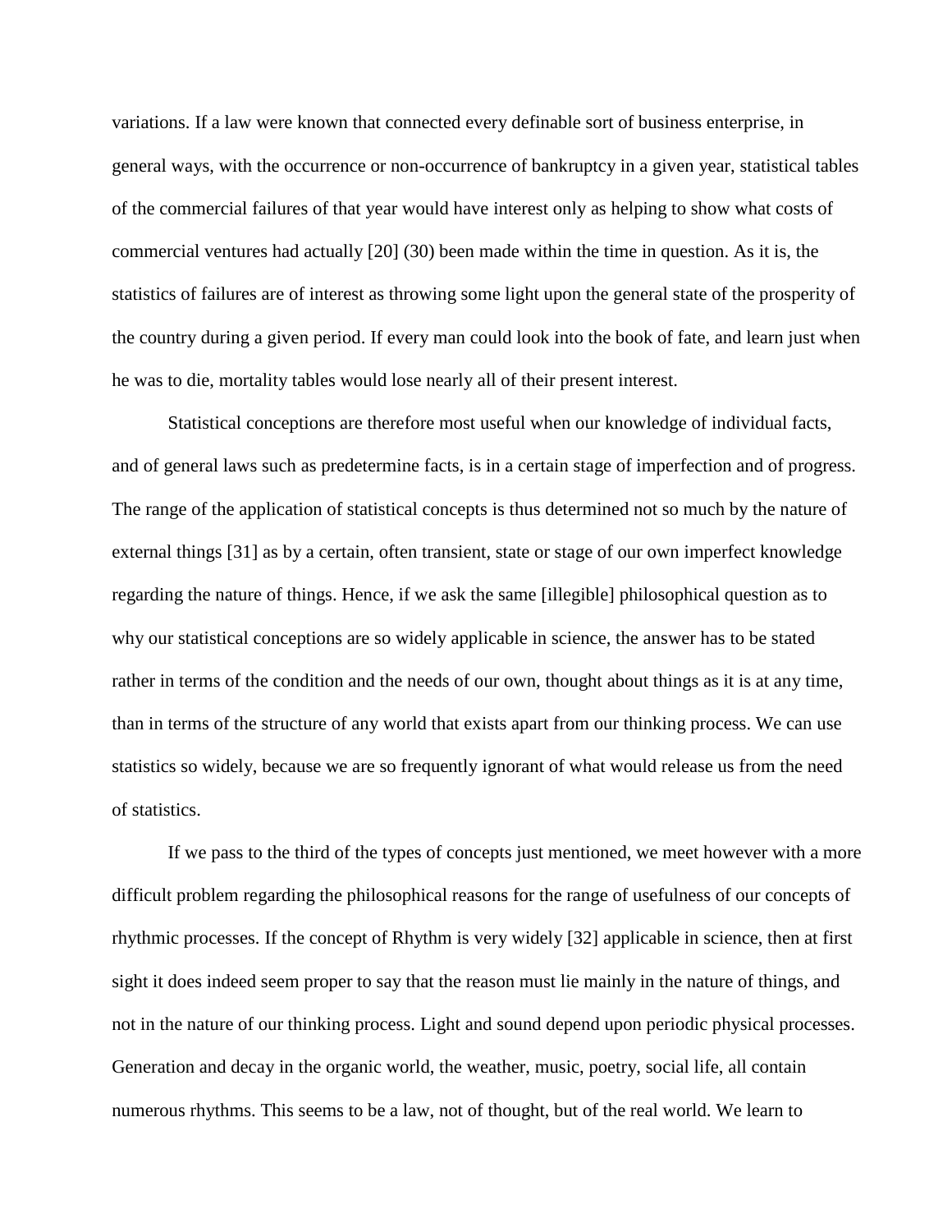variations. If a law were known that connected every definable sort of business enterprise, in general ways, with the occurrence or non-occurrence of bankruptcy in a given year, statistical tables of the commercial failures of that year would have interest only as helping to show what costs of commercial ventures had actually [20] (30) been made within the time in question. As it is, the statistics of failures are of interest as throwing some light upon the general state of the prosperity of the country during a given period. If every man could look into the book of fate, and learn just when he was to die, mortality tables would lose nearly all of their present interest.

Statistical conceptions are therefore most useful when our knowledge of individual facts, and of general laws such as predetermine facts, is in a certain stage of imperfection and of progress. The range of the application of statistical concepts is thus determined not so much by the nature of external things [31] as by a certain, often transient, state or stage of our own imperfect knowledge regarding the nature of things. Hence, if we ask the same [illegible] philosophical question as to why our statistical conceptions are so widely applicable in science, the answer has to be stated rather in terms of the condition and the needs of our own, thought about things as it is at any time, than in terms of the structure of any world that exists apart from our thinking process. We can use statistics so widely, because we are so frequently ignorant of what would release us from the need of statistics.

If we pass to the third of the types of concepts just mentioned, we meet however with a more difficult problem regarding the philosophical reasons for the range of usefulness of our concepts of rhythmic processes. If the concept of Rhythm is very widely [32] applicable in science, then at first sight it does indeed seem proper to say that the reason must lie mainly in the nature of things, and not in the nature of our thinking process. Light and sound depend upon periodic physical processes. Generation and decay in the organic world, the weather, music, poetry, social life, all contain numerous rhythms. This seems to be a law, not of thought, but of the real world. We learn to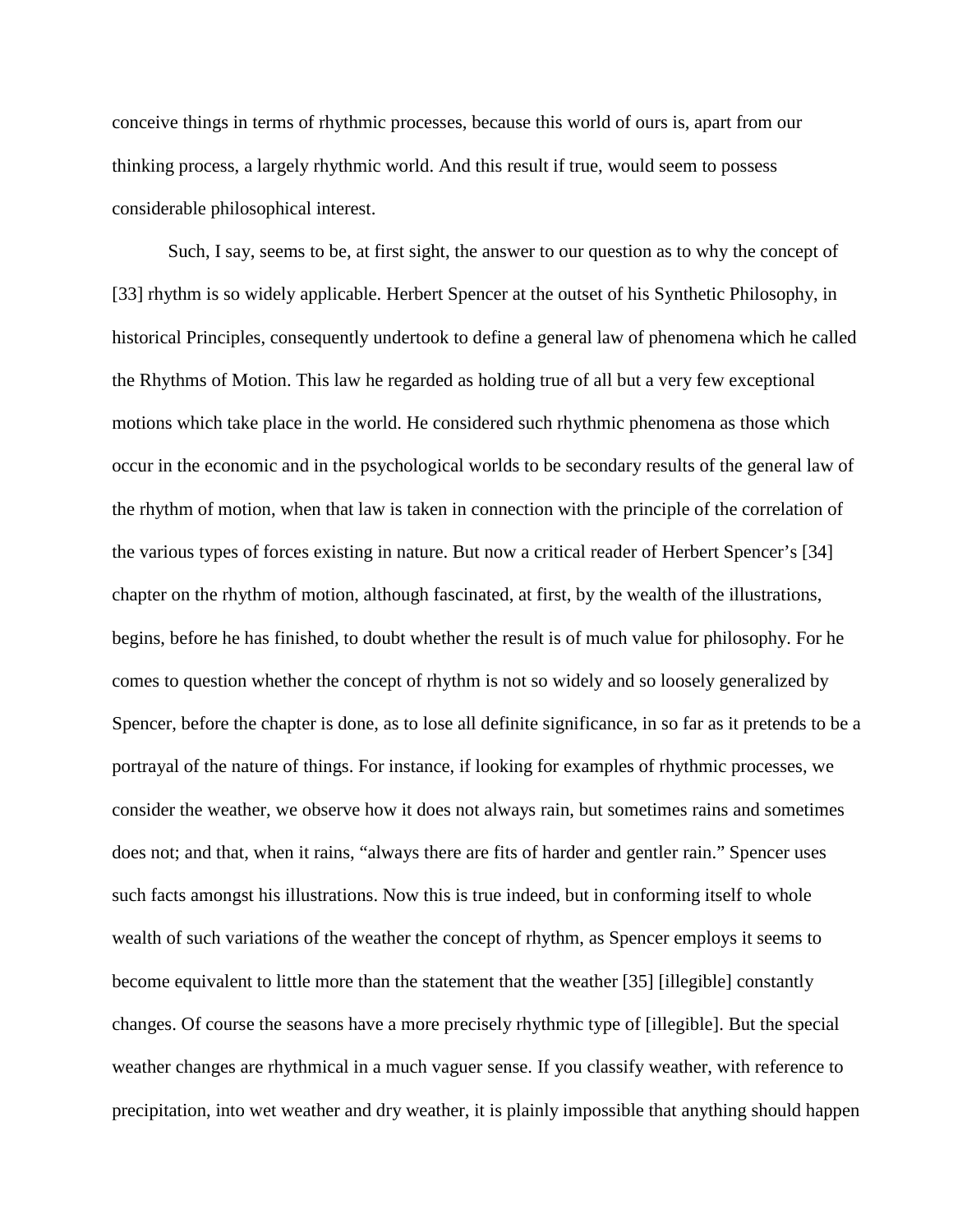conceive things in terms of rhythmic processes, because this world of ours is, apart from our thinking process, a largely rhythmic world. And this result if true, would seem to possess considerable philosophical interest.

Such, I say, seems to be, at first sight, the answer to our question as to why the concept of [33] rhythm is so widely applicable. Herbert Spencer at the outset of his Synthetic Philosophy, in historical Principles, consequently undertook to define a general law of phenomena which he called the Rhythms of Motion. This law he regarded as holding true of all but a very few exceptional motions which take place in the world. He considered such rhythmic phenomena as those which occur in the economic and in the psychological worlds to be secondary results of the general law of the rhythm of motion, when that law is taken in connection with the principle of the correlation of the various types of forces existing in nature. But now a critical reader of Herbert Spencer's [34] chapter on the rhythm of motion, although fascinated, at first, by the wealth of the illustrations, begins, before he has finished, to doubt whether the result is of much value for philosophy. For he comes to question whether the concept of rhythm is not so widely and so loosely generalized by Spencer, before the chapter is done, as to lose all definite significance, in so far as it pretends to be a portrayal of the nature of things. For instance, if looking for examples of rhythmic processes, we consider the weather, we observe how it does not always rain, but sometimes rains and sometimes does not; and that, when it rains, "always there are fits of harder and gentler rain." Spencer uses such facts amongst his illustrations. Now this is true indeed, but in conforming itself to whole wealth of such variations of the weather the concept of rhythm, as Spencer employs it seems to become equivalent to little more than the statement that the weather [35] [illegible] constantly changes. Of course the seasons have a more precisely rhythmic type of [illegible]. But the special weather changes are rhythmical in a much vaguer sense. If you classify weather, with reference to precipitation, into wet weather and dry weather, it is plainly impossible that anything should happen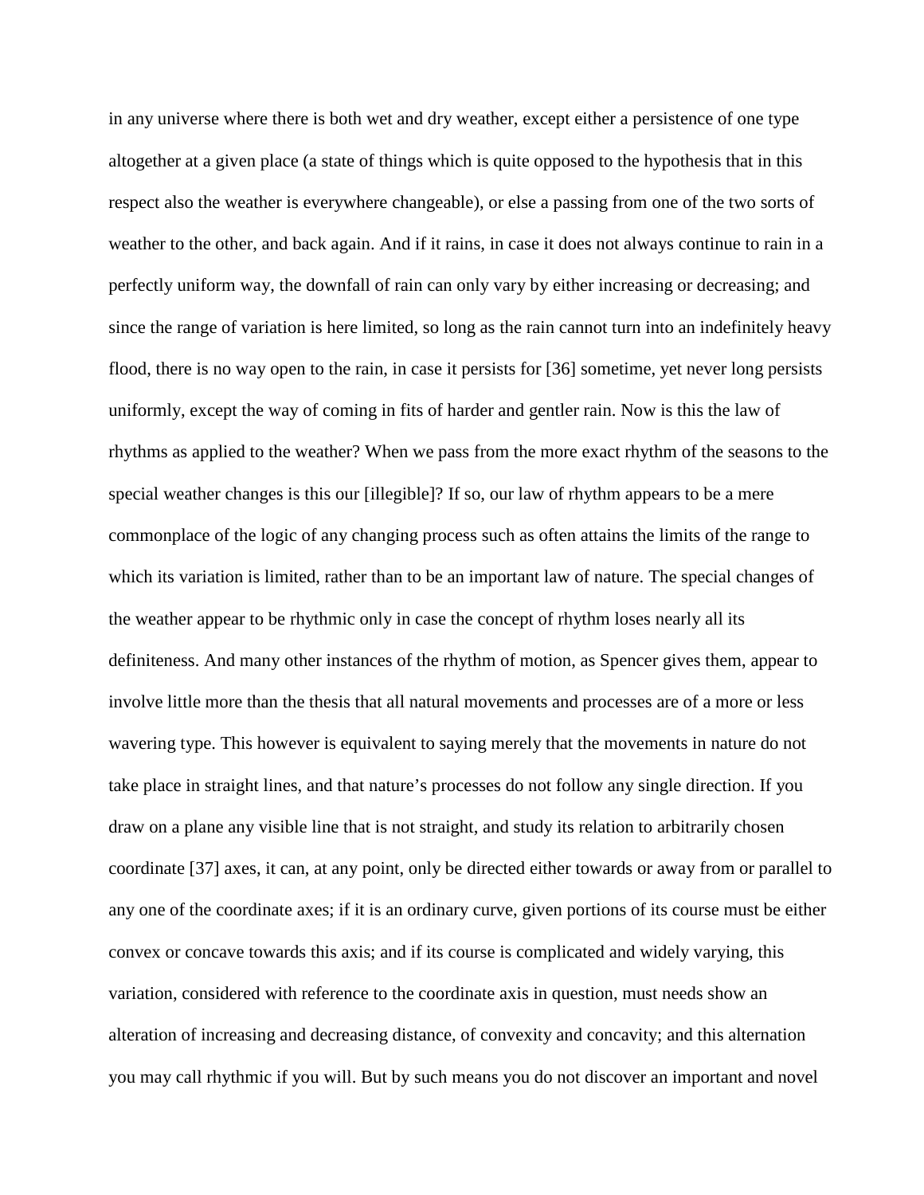in any universe where there is both wet and dry weather, except either a persistence of one type altogether at a given place (a state of things which is quite opposed to the hypothesis that in this respect also the weather is everywhere changeable), or else a passing from one of the two sorts of weather to the other, and back again. And if it rains, in case it does not always continue to rain in a perfectly uniform way, the downfall of rain can only vary by either increasing or decreasing; and since the range of variation is here limited, so long as the rain cannot turn into an indefinitely heavy flood, there is no way open to the rain, in case it persists for [36] sometime, yet never long persists uniformly, except the way of coming in fits of harder and gentler rain. Now is this the law of rhythms as applied to the weather? When we pass from the more exact rhythm of the seasons to the special weather changes is this our [illegible]? If so, our law of rhythm appears to be a mere commonplace of the logic of any changing process such as often attains the limits of the range to which its variation is limited, rather than to be an important law of nature. The special changes of the weather appear to be rhythmic only in case the concept of rhythm loses nearly all its definiteness. And many other instances of the rhythm of motion, as Spencer gives them, appear to involve little more than the thesis that all natural movements and processes are of a more or less wavering type. This however is equivalent to saying merely that the movements in nature do not take place in straight lines, and that nature's processes do not follow any single direction. If you draw on a plane any visible line that is not straight, and study its relation to arbitrarily chosen coordinate [37] axes, it can, at any point, only be directed either towards or away from or parallel to any one of the coordinate axes; if it is an ordinary curve, given portions of its course must be either convex or concave towards this axis; and if its course is complicated and widely varying, this variation, considered with reference to the coordinate axis in question, must needs show an alteration of increasing and decreasing distance, of convexity and concavity; and this alternation you may call rhythmic if you will. But by such means you do not discover an important and novel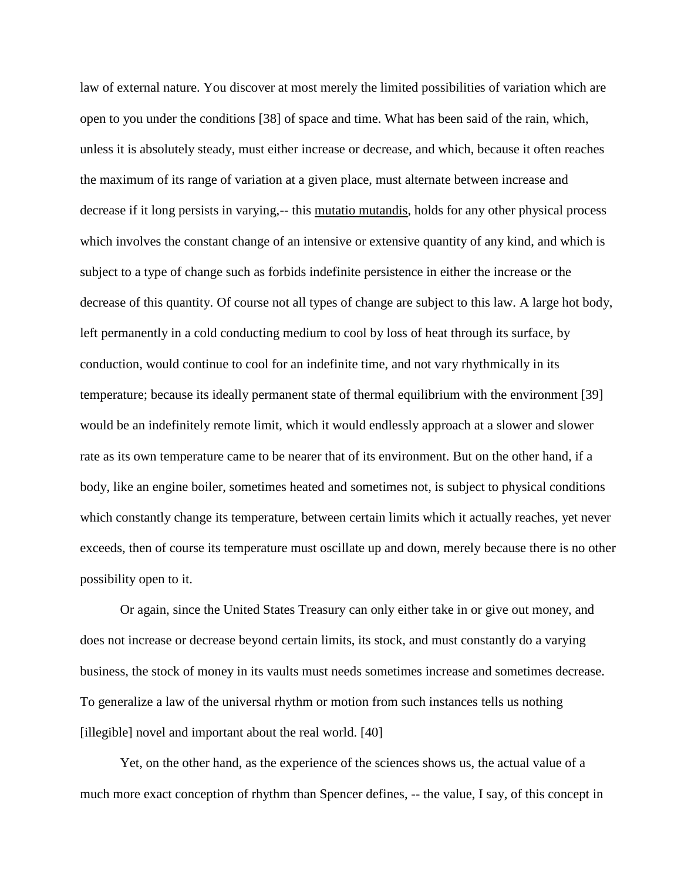law of external nature. You discover at most merely the limited possibilities of variation which are open to you under the conditions [38] of space and time. What has been said of the rain, which, unless it is absolutely steady, must either increase or decrease, and which, because it often reaches the maximum of its range of variation at a given place, must alternate between increase and decrease if it long persists in varying,-- this mutatio mutandis, holds for any other physical process which involves the constant change of an intensive or extensive quantity of any kind, and which is subject to a type of change such as forbids indefinite persistence in either the increase or the decrease of this quantity. Of course not all types of change are subject to this law. A large hot body, left permanently in a cold conducting medium to cool by loss of heat through its surface, by conduction, would continue to cool for an indefinite time, and not vary rhythmically in its temperature; because its ideally permanent state of thermal equilibrium with the environment [39] would be an indefinitely remote limit, which it would endlessly approach at a slower and slower rate as its own temperature came to be nearer that of its environment. But on the other hand, if a body, like an engine boiler, sometimes heated and sometimes not, is subject to physical conditions which constantly change its temperature, between certain limits which it actually reaches, yet never exceeds, then of course its temperature must oscillate up and down, merely because there is no other possibility open to it.

Or again, since the United States Treasury can only either take in or give out money, and does not increase or decrease beyond certain limits, its stock, and must constantly do a varying business, the stock of money in its vaults must needs sometimes increase and sometimes decrease. To generalize a law of the universal rhythm or motion from such instances tells us nothing [illegible] novel and important about the real world. [40]

Yet, on the other hand, as the experience of the sciences shows us, the actual value of a much more exact conception of rhythm than Spencer defines, -- the value, I say, of this concept in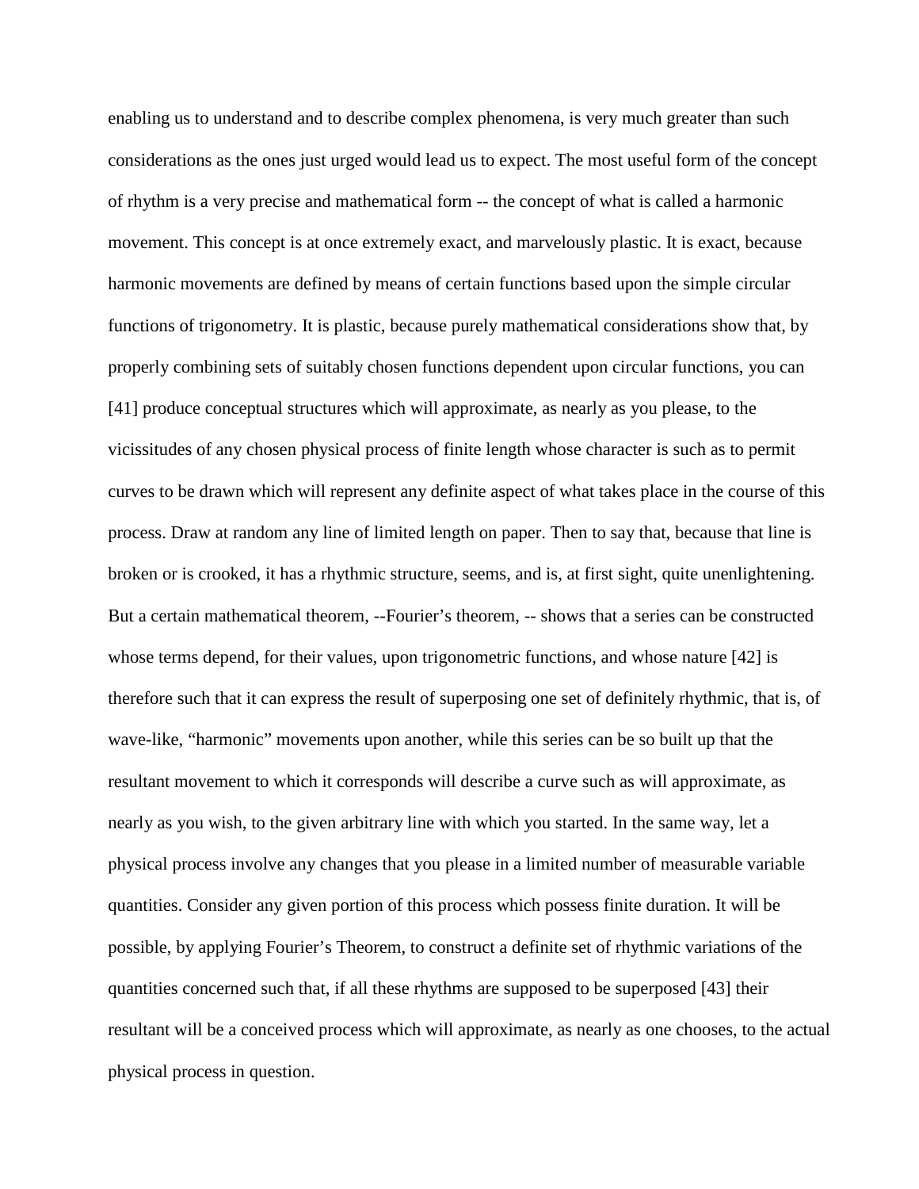enabling us to understand and to describe complex phenomena, is very much greater than such considerations as the ones just urged would lead us to expect. The most useful form of the concept of rhythm is a very precise and mathematical form -- the concept of what is called a harmonic movement. This concept is at once extremely exact, and marvelously plastic. It is exact, because harmonic movements are defined by means of certain functions based upon the simple circular functions of trigonometry. It is plastic, because purely mathematical considerations show that, by properly combining sets of suitably chosen functions dependent upon circular functions, you can [41] produce conceptual structures which will approximate, as nearly as you please, to the vicissitudes of any chosen physical process of finite length whose character is such as to permit curves to be drawn which will represent any definite aspect of what takes place in the course of this process. Draw at random any line of limited length on paper. Then to say that, because that line is broken or is crooked, it has a rhythmic structure, seems, and is, at first sight, quite unenlightening. But a certain mathematical theorem, --Fourier's theorem, -- shows that a series can be constructed whose terms depend, for their values, upon trigonometric functions, and whose nature [42] is therefore such that it can express the result of superposing one set of definitely rhythmic, that is, of wave-like, "harmonic" movements upon another, while this series can be so built up that the resultant movement to which it corresponds will describe a curve such as will approximate, as nearly as you wish, to the given arbitrary line with which you started. In the same way, let a physical process involve any changes that you please in a limited number of measurable variable quantities. Consider any given portion of this process which possess finite duration. It will be possible, by applying Fourier's Theorem, to construct a definite set of rhythmic variations of the quantities concerned such that, if all these rhythms are supposed to be superposed [43] their resultant will be a conceived process which will approximate, as nearly as one chooses, to the actual physical process in question.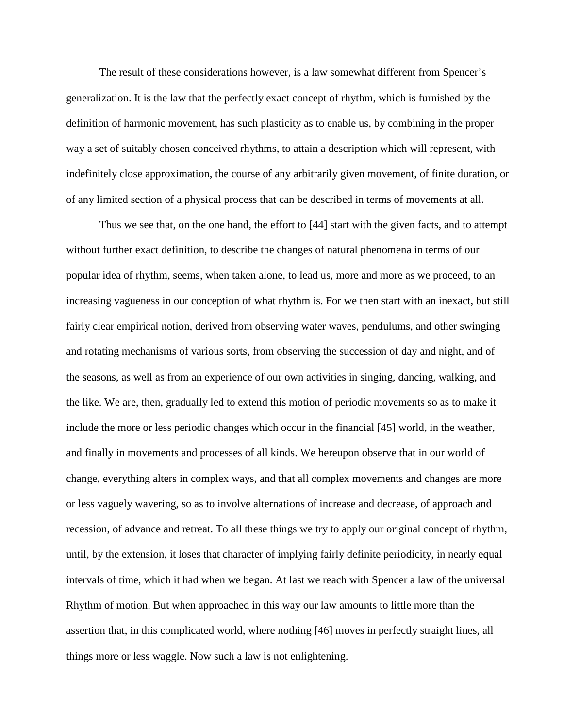The result of these considerations however, is a law somewhat different from Spencer's generalization. It is the law that the perfectly exact concept of rhythm, which is furnished by the definition of harmonic movement, has such plasticity as to enable us, by combining in the proper way a set of suitably chosen conceived rhythms, to attain a description which will represent, with indefinitely close approximation, the course of any arbitrarily given movement, of finite duration, or of any limited section of a physical process that can be described in terms of movements at all.

Thus we see that, on the one hand, the effort to [44] start with the given facts, and to attempt without further exact definition, to describe the changes of natural phenomena in terms of our popular idea of rhythm, seems, when taken alone, to lead us, more and more as we proceed, to an increasing vagueness in our conception of what rhythm is. For we then start with an inexact, but still fairly clear empirical notion, derived from observing water waves, pendulums, and other swinging and rotating mechanisms of various sorts, from observing the succession of day and night, and of the seasons, as well as from an experience of our own activities in singing, dancing, walking, and the like. We are, then, gradually led to extend this motion of periodic movements so as to make it include the more or less periodic changes which occur in the financial [45] world, in the weather, and finally in movements and processes of all kinds. We hereupon observe that in our world of change, everything alters in complex ways, and that all complex movements and changes are more or less vaguely wavering, so as to involve alternations of increase and decrease, of approach and recession, of advance and retreat. To all these things we try to apply our original concept of rhythm, until, by the extension, it loses that character of implying fairly definite periodicity, in nearly equal intervals of time, which it had when we began. At last we reach with Spencer a law of the universal Rhythm of motion. But when approached in this way our law amounts to little more than the assertion that, in this complicated world, where nothing [46] moves in perfectly straight lines, all things more or less waggle. Now such a law is not enlightening.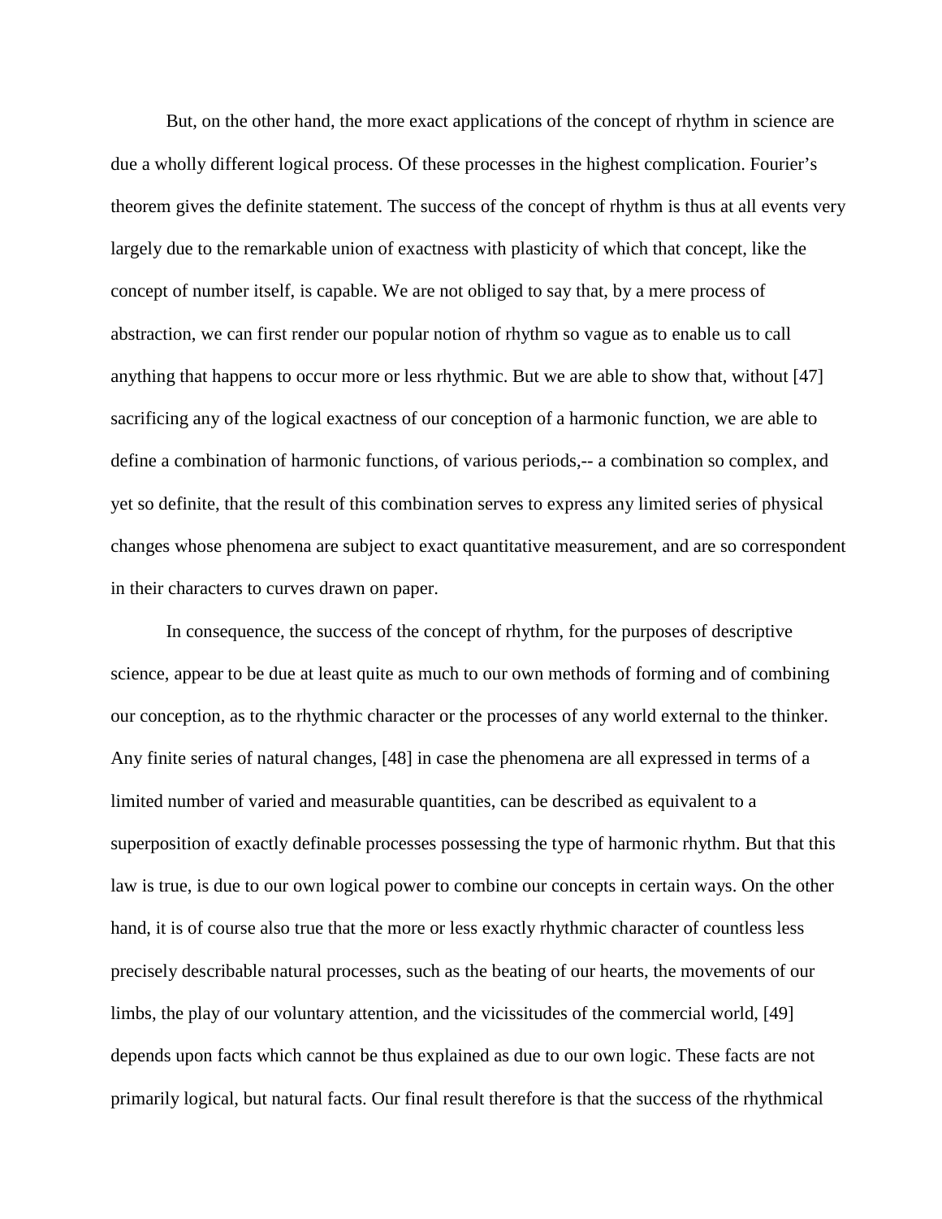But, on the other hand, the more exact applications of the concept of rhythm in science are due a wholly different logical process. Of these processes in the highest complication. Fourier's theorem gives the definite statement. The success of the concept of rhythm is thus at all events very largely due to the remarkable union of exactness with plasticity of which that concept, like the concept of number itself, is capable. We are not obliged to say that, by a mere process of abstraction, we can first render our popular notion of rhythm so vague as to enable us to call anything that happens to occur more or less rhythmic. But we are able to show that, without [47] sacrificing any of the logical exactness of our conception of a harmonic function, we are able to define a combination of harmonic functions, of various periods,-- a combination so complex, and yet so definite, that the result of this combination serves to express any limited series of physical changes whose phenomena are subject to exact quantitative measurement, and are so correspondent in their characters to curves drawn on paper.

In consequence, the success of the concept of rhythm, for the purposes of descriptive science, appear to be due at least quite as much to our own methods of forming and of combining our conception, as to the rhythmic character or the processes of any world external to the thinker. Any finite series of natural changes, [48] in case the phenomena are all expressed in terms of a limited number of varied and measurable quantities, can be described as equivalent to a superposition of exactly definable processes possessing the type of harmonic rhythm. But that this law is true, is due to our own logical power to combine our concepts in certain ways. On the other hand, it is of course also true that the more or less exactly rhythmic character of countless less precisely describable natural processes, such as the beating of our hearts, the movements of our limbs, the play of our voluntary attention, and the vicissitudes of the commercial world, [49] depends upon facts which cannot be thus explained as due to our own logic. These facts are not primarily logical, but natural facts. Our final result therefore is that the success of the rhythmical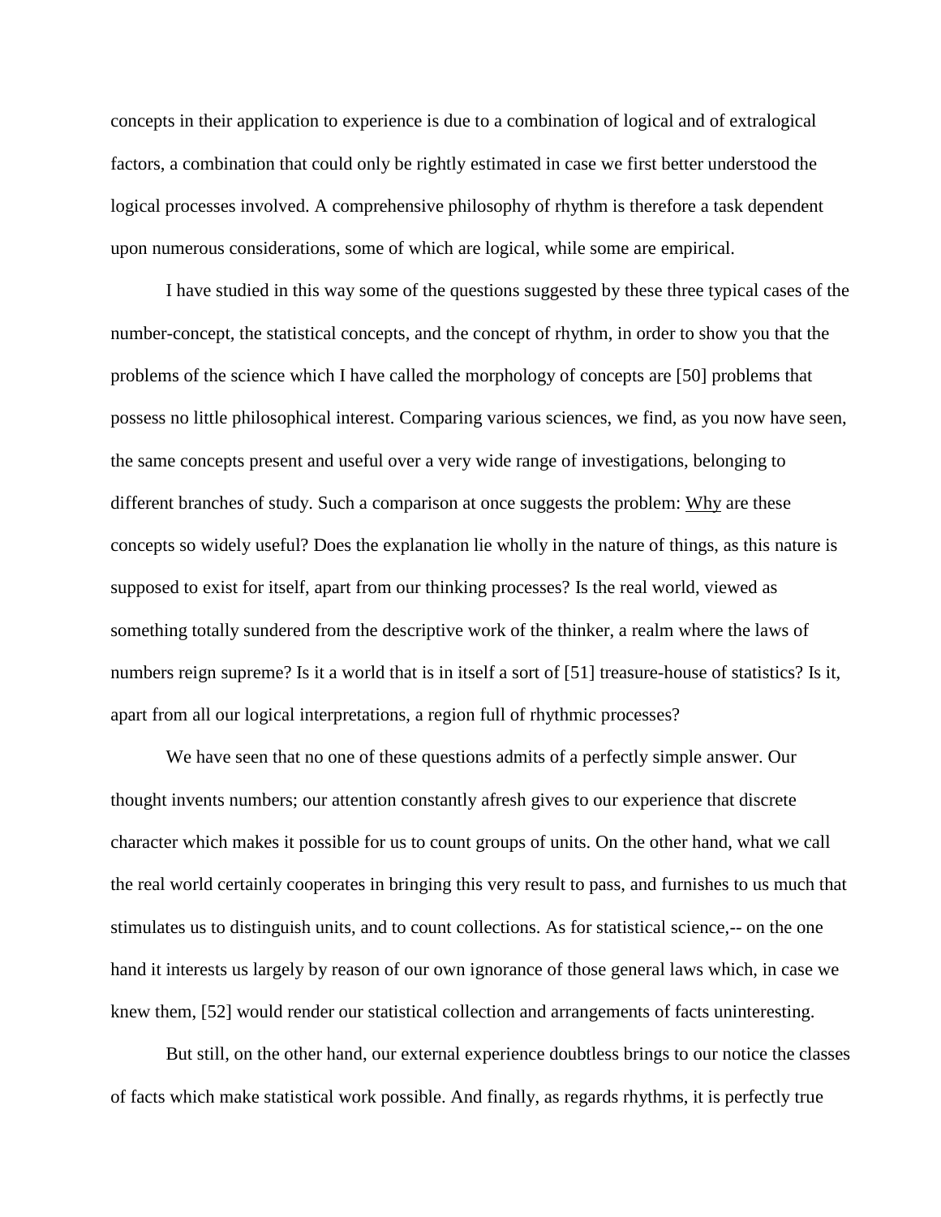concepts in their application to experience is due to a combination of logical and of extralogical factors, a combination that could only be rightly estimated in case we first better understood the logical processes involved. A comprehensive philosophy of rhythm is therefore a task dependent upon numerous considerations, some of which are logical, while some are empirical.

I have studied in this way some of the questions suggested by these three typical cases of the number-concept, the statistical concepts, and the concept of rhythm, in order to show you that the problems of the science which I have called the morphology of concepts are [50] problems that possess no little philosophical interest. Comparing various sciences, we find, as you now have seen, the same concepts present and useful over a very wide range of investigations, belonging to different branches of study. Such a comparison at once suggests the problem: <u>Why</u> are these concepts so widely useful? Does the explanation lie wholly in the nature of things, as this nature is supposed to exist for itself, apart from our thinking processes? Is the real world, viewed as something totally sundered from the descriptive work of the thinker, a realm where the laws of numbers reign supreme? Is it a world that is in itself a sort of [51] treasure-house of statistics? Is it, apart from all our logical interpretations, a region full of rhythmic processes?

We have seen that no one of these questions admits of a perfectly simple answer. Our thought invents numbers; our attention constantly afresh gives to our experience that discrete character which makes it possible for us to count groups of units. On the other hand, what we call the real world certainly cooperates in bringing this very result to pass, and furnishes to us much that stimulates us to distinguish units, and to count collections. As for statistical science,-- on the one hand it interests us largely by reason of our own ignorance of those general laws which, in case we knew them, [52] would render our statistical collection and arrangements of facts uninteresting.

But still, on the other hand, our external experience doubtless brings to our notice the classes of facts which make statistical work possible. And finally, as regards rhythms, it is perfectly true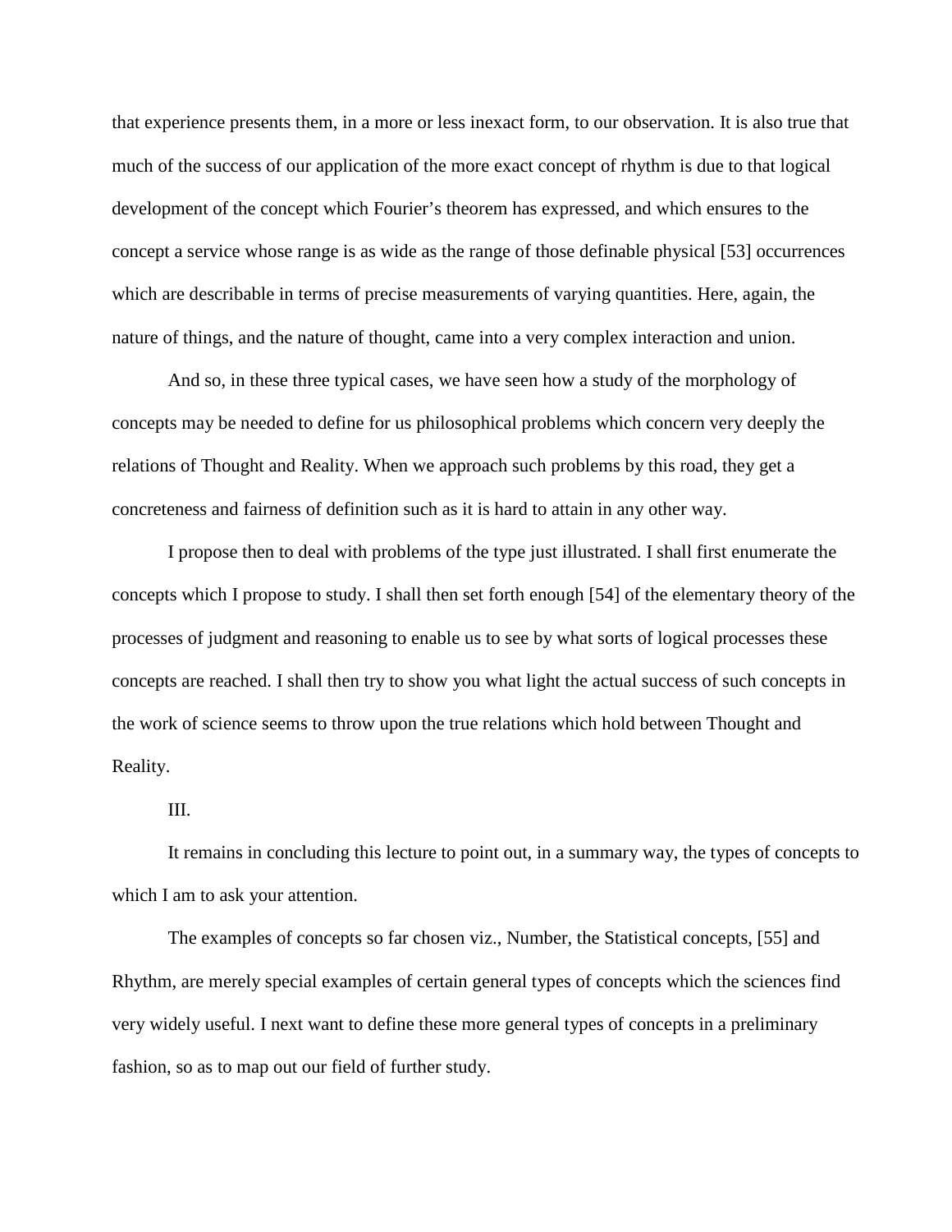that experience presents them, in a more or less inexact form, to our observation. It is also true that much of the success of our application of the more exact concept of rhythm is due to that logical development of the concept which Fourier's theorem has expressed, and which ensures to the concept a service whose range is as wide as the range of those definable physical [53] occurrences which are describable in terms of precise measurements of varying quantities. Here, again, the nature of things, and the nature of thought, came into a very complex interaction and union.

And so, in these three typical cases, we have seen how a study of the morphology of concepts may be needed to define for us philosophical problems which concern very deeply the relations of Thought and Reality. When we approach such problems by this road, they get a concreteness and fairness of definition such as it is hard to attain in any other way.

I propose then to deal with problems of the type just illustrated. I shall first enumerate the concepts which I propose to study. I shall then set forth enough [54] of the elementary theory of the processes of judgment and reasoning to enable us to see by what sorts of logical processes these concepts are reached. I shall then try to show you what light the actual success of such concepts in the work of science seems to throw upon the true relations which hold between Thought and Reality.

III.

It remains in concluding this lecture to point out, in a summary way, the types of concepts to which I am to ask your attention.

The examples of concepts so far chosen viz., Number, the Statistical concepts, [55] and Rhythm, are merely special examples of certain general types of concepts which the sciences find very widely useful. I next want to define these more general types of concepts in a preliminary fashion, so as to map out our field of further study.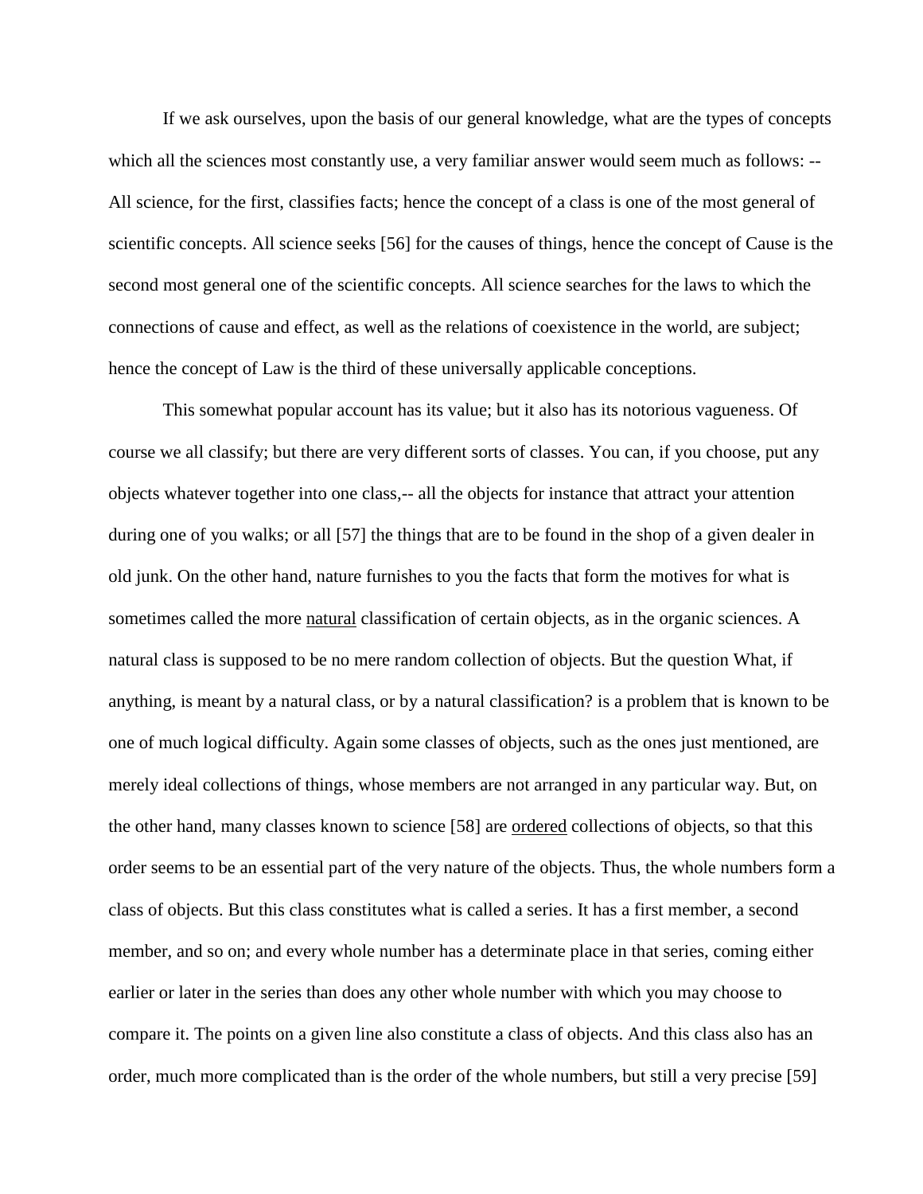If we ask ourselves, upon the basis of our general knowledge, what are the types of concepts which all the sciences most constantly use, a very familiar answer would seem much as follows: -- All science, for the first, classifies facts; hence the concept of a class is one of the most general of scientific concepts. All science seeks [56] for the causes of things, hence the concept of Cause is the second most general one of the scientific concepts. All science searches for the laws to which the connections of cause and effect, as well as the relations of coexistence in the world, are subject; hence the concept of Law is the third of these universally applicable conceptions.

This somewhat popular account has its value; but it also has its notorious vagueness. Of course we all classify; but there are very different sorts of classes. You can, if you choose, put any objects whatever together into one class,-- all the objects for instance that attract your attention during one of you walks; or all [57] the things that are to be found in the shop of a given dealer in old junk. On the other hand, nature furnishes to you the facts that form the motives for what is sometimes called the more <u>natural</u> classification of certain objects, as in the organic sciences. A natural class is supposed to be no mere random collection of objects. But the question What, if anything, is meant by a natural class, or by a natural classification? is a problem that is known to be one of much logical difficulty. Again some classes of objects, such as the ones just mentioned, are merely ideal collections of things, whose members are not arranged in any particular way. But, on the other hand, many classes known to science [58] are <u>ordered</u> collections of objects, so that this order seems to be an essential part of the very nature of the objects. Thus, the whole numbers form a class of objects. But this class constitutes what is called a series. It has a first member, a second member, and so on; and every whole number has a determinate place in that series, coming either earlier or later in the series than does any other whole number with which you may choose to compare it. The points on a given line also constitute a class of objects. And this class also has an order, much more complicated than is the order of the whole numbers, but still a very precise [59]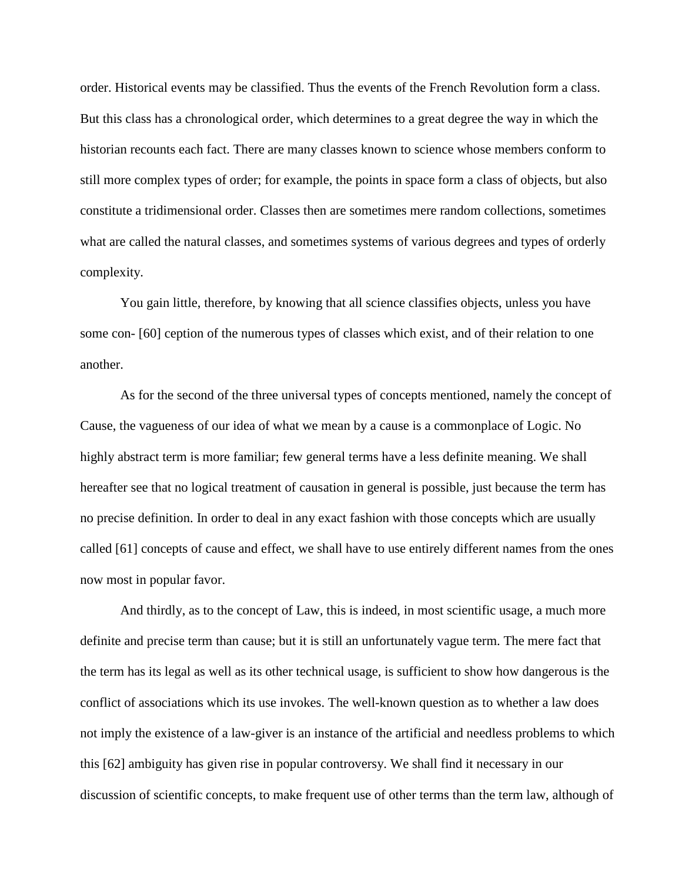order. Historical events may be classified. Thus the events of the French Revolution form a class. But this class has a chronological order, which determines to a great degree the way in which the historian recounts each fact. There are many classes known to science whose members conform to still more complex types of order; for example, the points in space form a class of objects, but also constitute a tridimensional order. Classes then are sometimes mere random collections, sometimes what are called the natural classes, and sometimes systems of various degrees and types of orderly complexity.

You gain little, therefore, by knowing that all science classifies objects, unless you have some con- [60] ception of the numerous types of classes which exist, and of their relation to one another.

As for the second of the three universal types of concepts mentioned, namely the concept of Cause, the vagueness of our idea of what we mean by a cause is a commonplace of Logic. No highly abstract term is more familiar; few general terms have a less definite meaning. We shall hereafter see that no logical treatment of causation in general is possible, just because the term has no precise definition. In order to deal in any exact fashion with those concepts which are usually called [61] concepts of cause and effect, we shall have to use entirely different names from the ones now most in popular favor.

And thirdly, as to the concept of Law, this is indeed, in most scientific usage, a much more definite and precise term than cause; but it is still an unfortunately vague term. The mere fact that the term has its legal as well as its other technical usage, is sufficient to show how dangerous is the conflict of associations which its use invokes. The well-known question as to whether a law does not imply the existence of a law-giver is an instance of the artificial and needless problems to which this [62] ambiguity has given rise in popular controversy. We shall find it necessary in our discussion of scientific concepts, to make frequent use of other terms than the term law, although of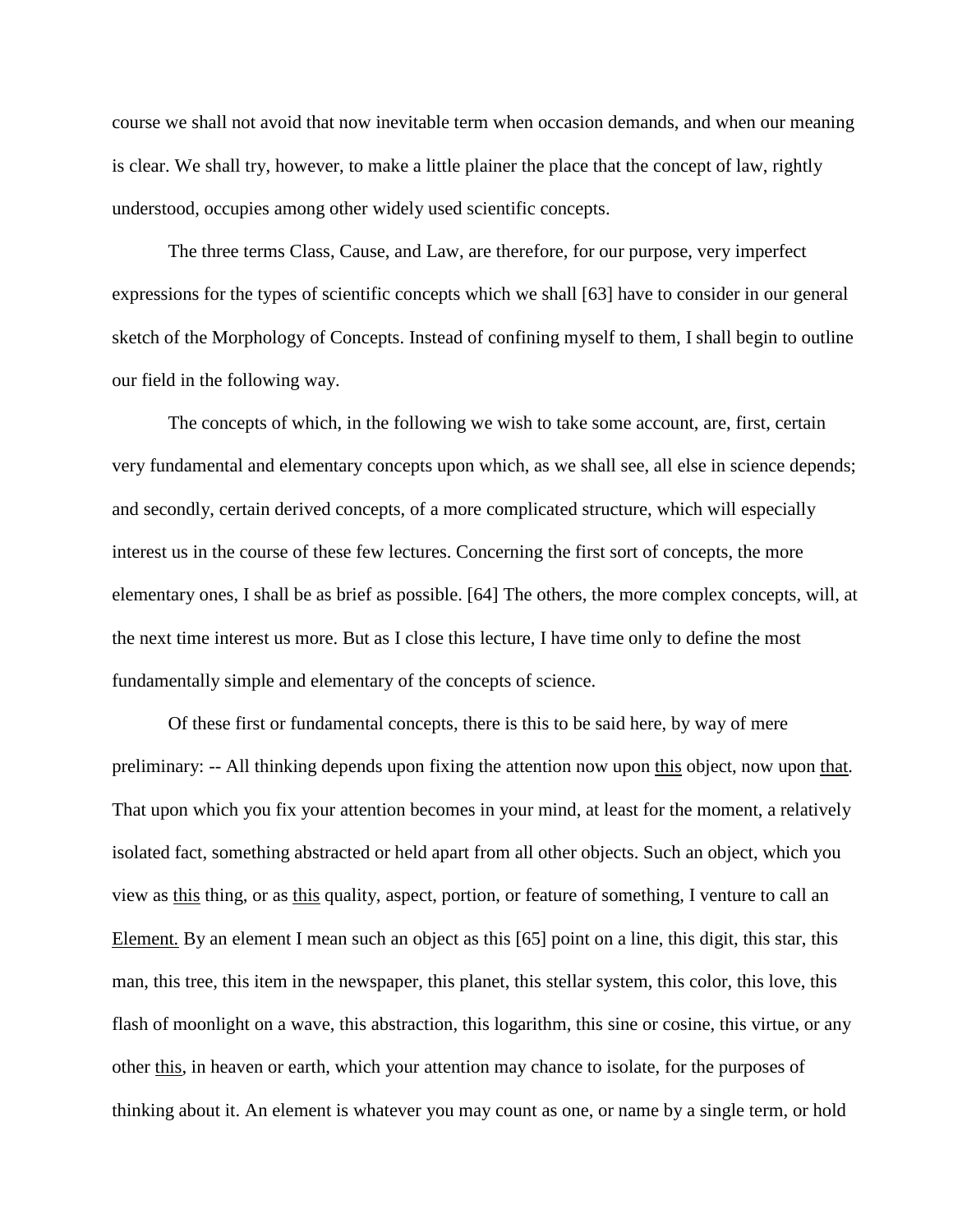course we shall not avoid that now inevitable term when occasion demands, and when our meaning is clear. We shall try, however, to make a little plainer the place that the concept of law, rightly understood, occupies among other widely used scientific concepts.

The three terms Class, Cause, and Law, are therefore, for our purpose, very imperfect expressions for the types of scientific concepts which we shall [63] have to consider in our general sketch of the Morphology of Concepts. Instead of confining myself to them, I shall begin to outline our field in the following way.

The concepts of which, in the following we wish to take some account, are, first, certain very fundamental and elementary concepts upon which, as we shall see, all else in science depends; and secondly, certain derived concepts, of a more complicated structure, which will especially interest us in the course of these few lectures. Concerning the first sort of concepts, the more elementary ones, I shall be as brief as possible. [64] The others, the more complex concepts, will, at the next time interest us more. But as I close this lecture, I have time only to define the most fundamentally simple and elementary of the concepts of science.

Of these first or fundamental concepts, there is this to be said here, by way of mere preliminary: -- All thinking depends upon fixing the attention now upon <u>this</u> object, now upon <u>that</u>. That upon which you fix your attention becomes in your mind, at least for the moment, a relatively isolated fact, something abstracted or held apart from all other objects. Such an object, which you view as <u>this</u> thing, or as <u>this</u> quality, aspect, portion, or feature of something, I venture to call an <u>Element.</u> By an element I mean such an object as this [65] point on a line, this digit, this star, this man, this tree, this item in the newspaper, this planet, this stellar system, this color, this love, this flash of moonlight on a wave, this abstraction, this logarithm, this sine or cosine, this virtue, or any other <u>this</u>, in heaven or earth, which your attention may chance to isolate, for the purposes of thinking about it. An element is whatever you may count as one, or name by a single term, or hold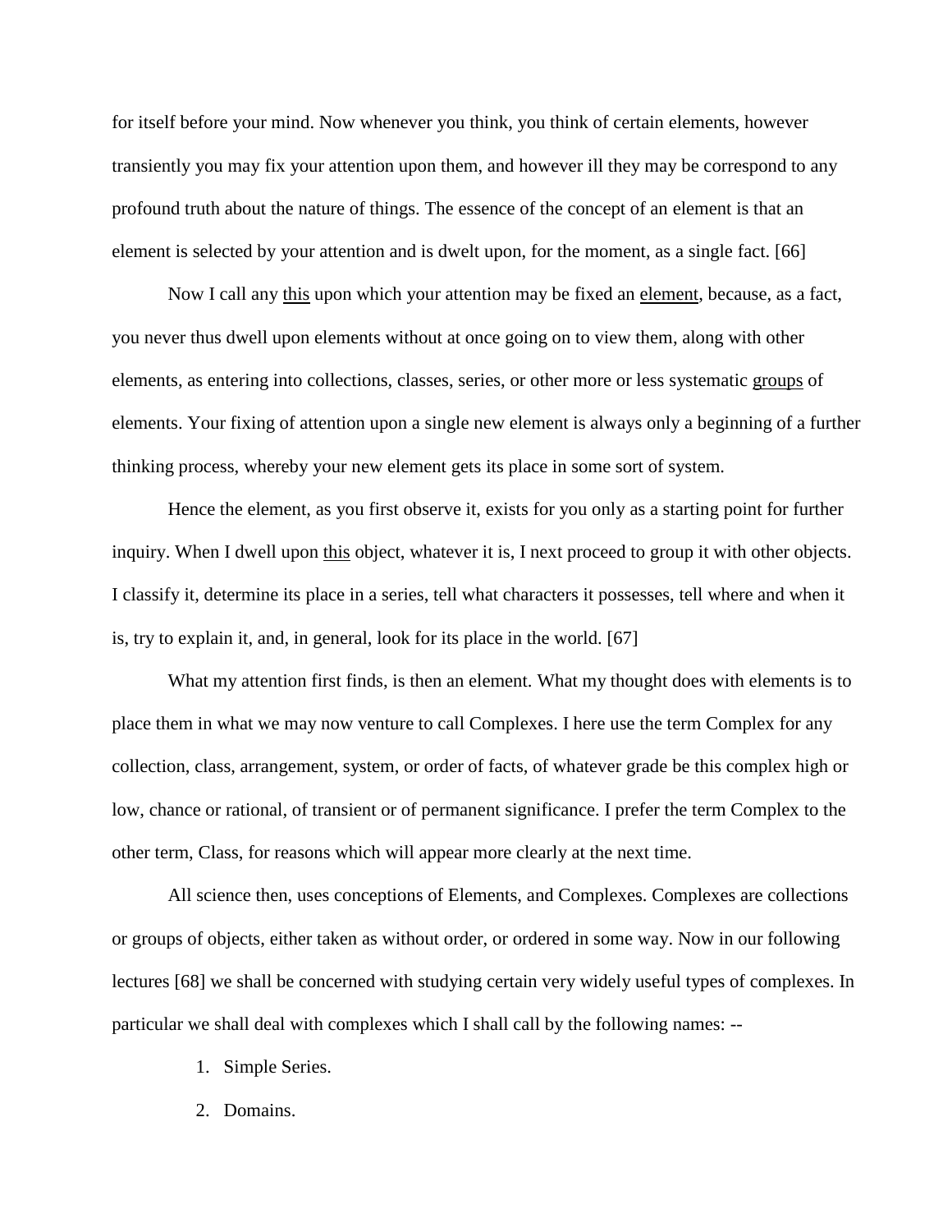for itself before your mind. Now whenever you think, you think of certain elements, however transiently you may fix your attention upon them, and however ill they may be correspond to any profound truth about the nature of things. The essence of the concept of an element is that an element is selected by your attention and is dwelt upon, for the moment, as a single fact. [66]

Now I call any <u>this</u> upon which your attention may be fixed an <u>element</u>, because, as a fact, you never thus dwell upon elements without at once going on to view them, along with other elements, as entering into collections, classes, series, or other more or less systematic <u>groups</u> of elements. Your fixing of attention upon a single new element is always only a beginning of a further thinking process, whereby your new element gets its place in some sort of system.

Hence the element, as you first observe it, exists for you only as a starting point for further inquiry. When I dwell upon <u>this</u> object, whatever it is, I next proceed to group it with other objects. I classify it, determine its place in a series, tell what characters it possesses, tell where and when it is, try to explain it, and, in general, look for its place in the world. [67]

What my attention first finds, is then an element. What my thought does with elements is to place them in what we may now venture to call Complexes. I here use the term Complex for any collection, class, arrangement, system, or order of facts, of whatever grade be this complex high or low, chance or rational, of transient or of permanent significance. I prefer the term Complex to the other term, Class, for reasons which will appear more clearly at the next time.

All science then, uses conceptions of Elements, and Complexes. Complexes are collections or groups of objects, either taken as without order, or ordered in some way. Now in our following lectures [68] we shall be concerned with studying certain very widely useful types of complexes. In particular we shall deal with complexes which I shall call by the following names: --

1. Simple Series.
2. Domains.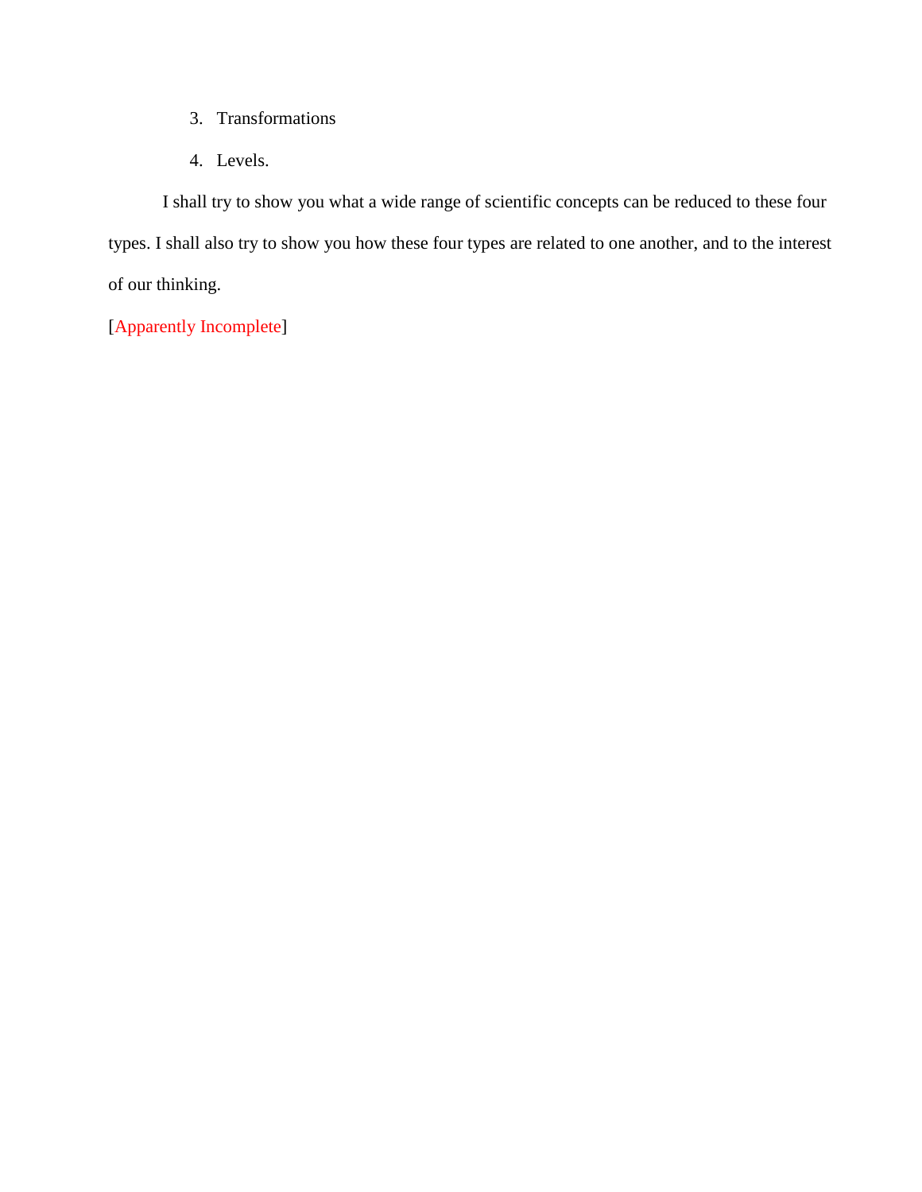3. Transformations
4. Levels.

I shall try to show you what a wide range of scientific concepts can be reduced to these four types. I shall also try to show you how these four types are related to one another, and to the interest of our thinking.

[Apparently Incomplete]